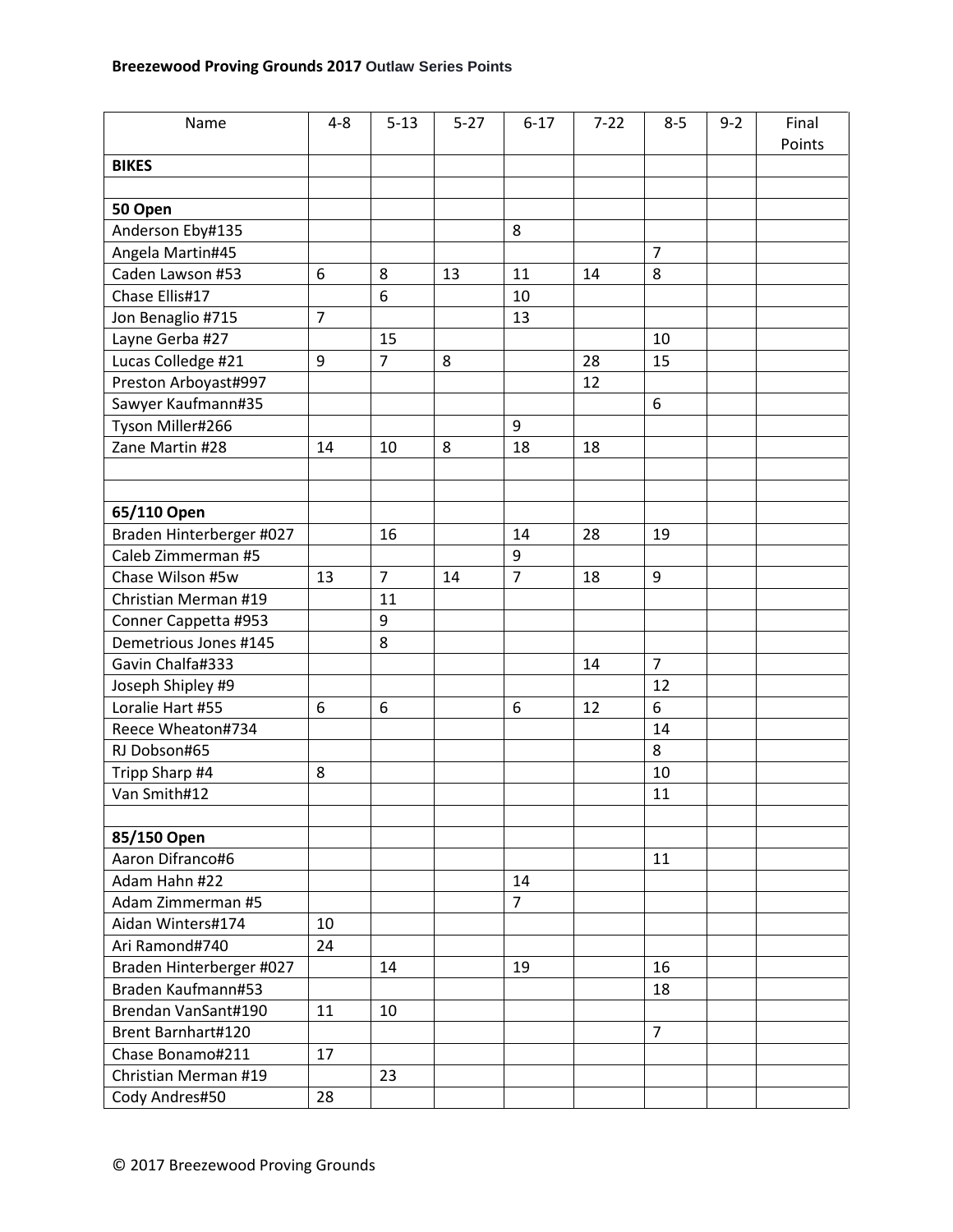**Breezewood Proving Grounds 2017 Outlaw Series Points**

| Name | 4-8 | 5-13 | 5-27 | 6-17 | 7-22 | 8-5 | 9-2 | Final Points |
|---|---|---|---|---|---|---|---|---|
| **BIKES** | | | | | | | | |
| | | | | | | | | |
| **50 Open** | | | | | | | | |
| Anderson Eby#135 | | | | 8 | | | | |
| Angela Martin#45 | | | | | | 7 | | |
| Caden Lawson #53 | 6 | 8 | 13 | 11 | 14 | 8 | | |
| Chase Ellis#17 | | 6 | | 10 | | | | |
| Jon Benaglio #715 | 7 | | | 13 | | | | |
| Layne Gerba #27 | | 15 | | | | 10 | | |
| Lucas Colledge #21 | 9 | 7 | 8 | | 28 | 15 | | |
| Preston Arboyast#997 | | | | | 12 | | | |
| Sawyer Kaufmann#35 | | | | | | 6 | | |
| Tyson Miller#266 | | | | 9 | | | | |
| Zane Martin #28 | 14 | 10 | 8 | 18 | 18 | | | |
| | | | | | | | | |
| | | | | | | | | |
| **65/110 Open** | | | | | | | | |
| Braden Hinterberger #027 | | 16 | | 14 | 28 | 19 | | |
| Caleb Zimmerman #5 | | | | 9 | | | | |
| Chase Wilson #5w | 13 | 7 | 14 | 7 | 18 | 9 | | |
| Christian Merman #19 | | 11 | | | | | | |
| Conner Cappetta #953 | | 9 | | | | | | |
| Demetrious Jones #145 | | 8 | | | | | | |
| Gavin Chalfa#333 | | | | | 14 | 7 | | |
| Joseph Shipley #9 | | | | | | 12 | | |
| Loralie Hart #55 | 6 | 6 | | 6 | 12 | 6 | | |
| Reece Wheaton#734 | | | | | | 14 | | |
| RJ Dobson#65 | | | | | | 8 | | |
| Tripp Sharp #4 | 8 | | | | | 10 | | |
| Van Smith#12 | | | | | | 11 | | |
| | | | | | | | | |
| **85/150 Open** | | | | | | | | |
| Aaron Difranco#6 | | | | | | 11 | | |
| Adam Hahn #22 | | | | 14 | | | | |
| Adam Zimmerman #5 | | | | 7 | | | | |
| Aidan Winters#174 | 10 | | | | | | | |
| Ari Ramond#740 | 24 | | | | | | | |
| Braden Hinterberger #027 | | 14 | | 19 | | 16 | | |
| Braden Kaufmann#53 | | | | | | 18 | | |
| Brendan VanSant#190 | 11 | 10 | | | | | | |
| Brent Barnhart#120 | | | | | | 7 | | |
| Chase Bonamo#211 | 17 | | | | | | | |
| Christian Merman #19 | | 23 | | | | | | |
| Cody Andres#50 | 28 | | | | | | | |

© 2017 Breezewood Proving Grounds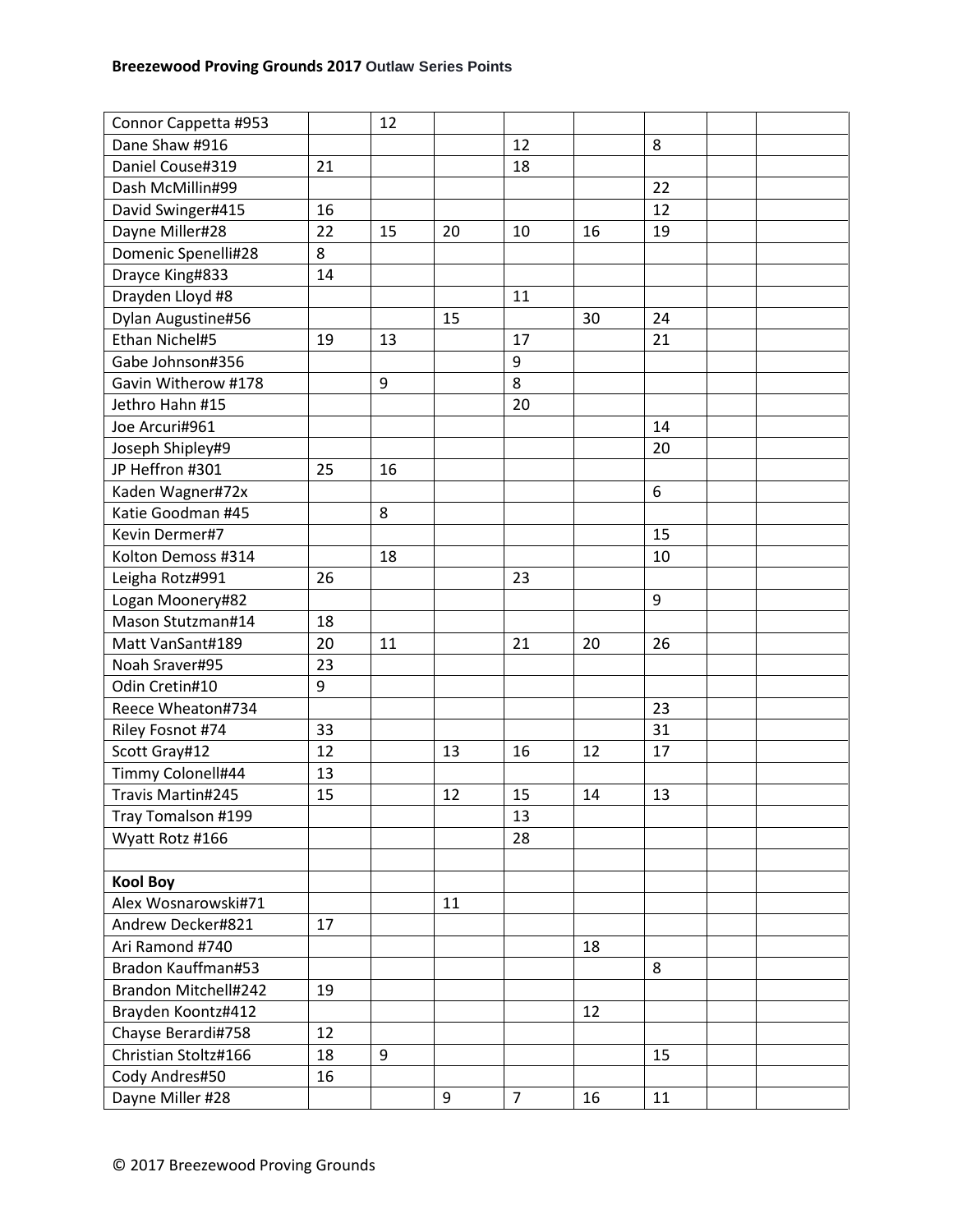| | | | | | | | | |
|---|---|---|---|---|---|---|---|---|
| Connor Cappetta #953 | | 12 | | | | | | |
| Dane Shaw #916 | | | | 12 | | 8 | | |
| Daniel Couse#319 | 21 | | | 18 | | | | |
| Dash McMillin#99 | | | | | | 22 | | |
| David Swinger#415 | 16 | | | | | 12 | | |
| Dayne Miller#28 | 22 | 15 | 20 | 10 | 16 | 19 | | |
| Domenic Spenelli#28 | 8 | | | | | | | |
| Drayce King#833 | 14 | | | | | | | |
| Drayden Lloyd #8 | | | | 11 | | | | |
| Dylan Augustine#56 | | | 15 | | 30 | 24 | | |
| Ethan Nichel#5 | 19 | 13 | | 17 | | 21 | | |
| Gabe Johnson#356 | | | | 9 | | | | |
| Gavin Witherow #178 | | 9 | | 8 | | | | |
| Jethro Hahn #15 | | | | 20 | | | | |
| Joe Arcuri#961 | | | | | | 14 | | |
| Joseph Shipley#9 | | | | | | 20 | | |
| JP Heffron #301 | 25 | 16 | | | | | | |
| Kaden Wagner#72x | | | | | | 6 | | |
| Katie Goodman #45 | | 8 | | | | | | |
| Kevin Dermer#7 | | | | | | 15 | | |
| Kolton Demoss #314 | | 18 | | | | 10 | | |
| Leigha Rotz#991 | 26 | | | 23 | | | | |
| Logan Moonery#82 | | | | | | 9 | | |
| Mason Stutzman#14 | 18 | | | | | | | |
| Matt VanSant#189 | 20 | 11 | | 21 | 20 | 26 | | |
| Noah Sraver#95 | 23 | | | | | | | |
| Odin Cretin#10 | 9 | | | | | | | |
| Reece Wheaton#734 | | | | | | 23 | | |
| Riley Fosnot #74 | 33 | | | | | 31 | | |
| Scott Gray#12 | 12 | | 13 | 16 | 12 | 17 | | |
| Timmy Colonell#44 | 13 | | | | | | | |
| Travis Martin#245 | 15 | | 12 | 15 | 14 | 13 | | |
| Tray Tomalson #199 | | | | 13 | | | | |
| Wyatt Rotz #166 | | | | 28 | | | | |
| | | | | | | | | |
| **Kool Boy** | | | | | | | | |
| Alex Wosnarowski#71 | | | 11 | | | | | |
| Andrew Decker#821 | 17 | | | | | | | |
| Ari Ramond #740 | | | | | 18 | | | |
| Bradon Kauffman#53 | | | | | | 8 | | |
| Brandon Mitchell#242 | 19 | | | | | | | |
| Brayden Koontz#412 | | | | | 12 | | | |
| Chayse Berardi#758 | 12 | | | | | | | |
| Christian Stoltz#166 | 18 | 9 | | | | 15 | | |
| Cody Andres#50 | 16 | | | | | | | |
| Dayne Miller #28 | | | 9 | 7 | 16 | 11 | | |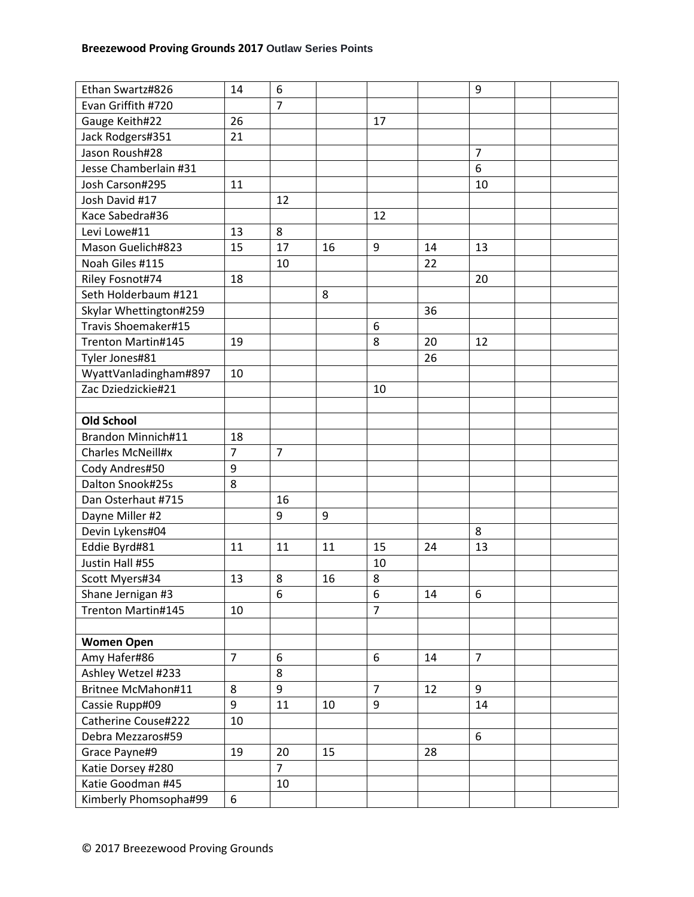| | | | | | | | | |
|---|---|---|---|---|---|---|---|---|
| Ethan Swartz#826 | 14 | 6 | | | | 9 | | |
| Evan Griffith #720 | | 7 | | | | | | |
| Gauge Keith#22 | 26 | | | 17 | | | | |
| Jack Rodgers#351 | 21 | | | | | | | |
| Jason Roush#28 | | | | | | 7 | | |
| Jesse Chamberlain #31 | | | | | | 6 | | |
| Josh Carson#295 | 11 | | | | | 10 | | |
| Josh David #17 | | 12 | | | | | | |
| Kace Sabedra#36 | | | | 12 | | | | |
| Levi Lowe#11 | 13 | 8 | | | | | | |
| Mason Guelich#823 | 15 | 17 | 16 | 9 | 14 | 13 | | |
| Noah Giles #115 | | 10 | | | 22 | | | |
| Riley Fosnot#74 | 18 | | | | | 20 | | |
| Seth Holderbaum #121 | | | 8 | | | | | |
| Skylar Whettington#259 | | | | | 36 | | | |
| Travis Shoemaker#15 | | | | 6 | | | | |
| Trenton Martin#145 | 19 | | | 8 | 20 | 12 | | |
| Tyler Jones#81 | | | | | 26 | | | |
| WyattVanladingham#897 | 10 | | | | | | | |
| Zac Dziedzickie#21 | | | | 10 | | | | |
| | | | | | | | | |
| **Old School** | | | | | | | | |
| Brandon Minnich#11 | 18 | | | | | | | |
| Charles McNeill#x | 7 | 7 | | | | | | |
| Cody Andres#50 | 9 | | | | | | | |
| Dalton Snook#25s | 8 | | | | | | | |
| Dan Osterhaut #715 | | 16 | | | | | | |
| Dayne Miller #2 | | 9 | 9 | | | | | |
| Devin Lykens#04 | | | | | | 8 | | |
| Eddie Byrd#81 | 11 | 11 | 11 | 15 | 24 | 13 | | |
| Justin Hall #55 | | | | 10 | | | | |
| Scott Myers#34 | 13 | 8 | 16 | 8 | | | | |
| Shane Jernigan #3 | | 6 | | 6 | 14 | 6 | | |
| Trenton Martin#145 | 10 | | | 7 | | | | |
| | | | | | | | | |
| **Women Open** | | | | | | | | |
| Amy Hafer#86 | 7 | 6 | | 6 | 14 | 7 | | |
| Ashley Wetzel #233 | | 8 | | | | | | |
| Britnee McMahon#11 | 8 | 9 | | 7 | 12 | 9 | | |
| Cassie Rupp#09 | 9 | 11 | 10 | 9 | | 14 | | |
| Catherine Couse#222 | 10 | | | | | | | |
| Debra Mezzaros#59 | | | | | | 6 | | |
| Grace Payne#9 | 19 | 20 | 15 | | 28 | | | |
| Katie Dorsey #280 | | 7 | | | | | | |
| Katie Goodman #45 | | 10 | | | | | | |
| Kimberly Phomsopha#99 | 6 | | | | | | | |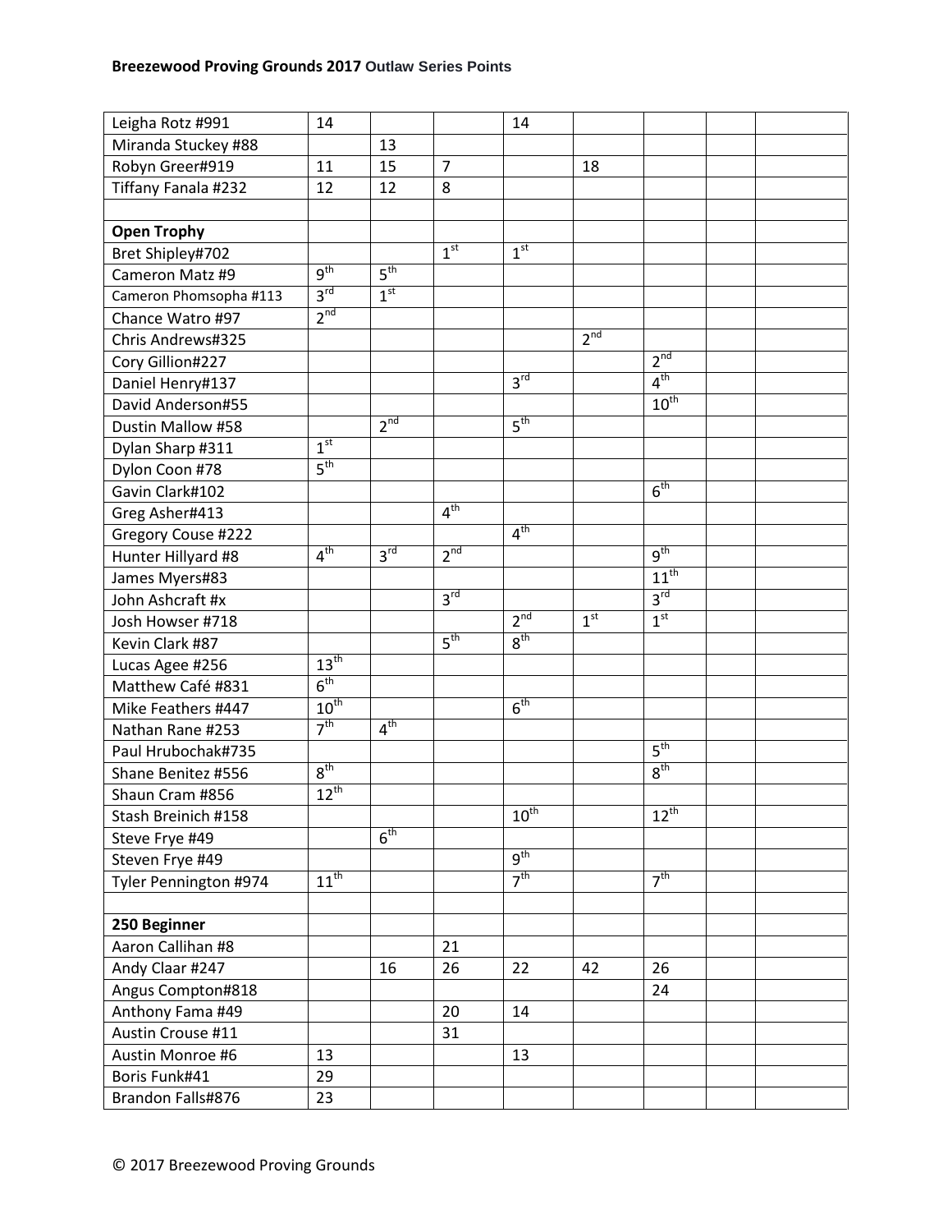**Breezewood Proving Grounds 2017 Outlaw Series Points**

| | | | | | | | | |
|---|---|---|---|---|---|---|---|---|
| Leigha Rotz #991 | 14 | | | 14 | | | | |
| Miranda Stuckey #88 | | 13 | | | | | | |
| Robyn Greer#919 | 11 | 15 | 7 | | 18 | | | |
| Tiffany Fanala #232 | 12 | 12 | 8 | | | | | |
| | | | | | | | | |
| **Open Trophy** | | | | | | | | |
| Bret Shipley#702 | | | 1st | 1st | | | | |
| Cameron Matz #9 | 9th | 5th | | | | | | |
| Cameron Phomsopha #113 | 3rd | 1st | | | | | | |
| Chance Watro #97 | 2nd | | | | | | | |
| Chris Andrews#325 | | | | | 2nd | | | |
| Cory Gillion#227 | | | | | | 2nd | | |
| Daniel Henry#137 | | | | 3rd | | 4th | | |
| David Anderson#55 | | | | | | 10th | | |
| Dustin Mallow #58 | | 2nd | | 5th | | | | |
| Dylan Sharp #311 | 1st | | | | | | | |
| Dylon Coon #78 | 5th | | | | | | | |
| Gavin Clark#102 | | | | | | 6th | | |
| Greg Asher#413 | | | 4th | | | | | |
| Gregory Couse #222 | | | | 4th | | | | |
| Hunter Hillyard #8 | 4th | 3rd | 2nd | | | 9th | | |
| James Myers#83 | | | | | | 11th | | |
| John Ashcraft #x | | | 3rd | | | 3rd | | |
| Josh Howser #718 | | | | 2nd | 1st | 1st | | |
| Kevin Clark #87 | | | 5th | 8th | | | | |
| Lucas Agee #256 | 13th | | | | | | | |
| Matthew Café #831 | 6th | | | | | | | |
| Mike Feathers #447 | 10th | | | 6th | | | | |
| Nathan Rane #253 | 7th | 4th | | | | | | |
| Paul Hrubochak#735 | | | | | | 5th | | |
| Shane Benitez #556 | 8th | | | | | 8th | | |
| Shaun Cram #856 | 12th | | | | | | | |
| Stash Breinich #158 | | | | 10th | | 12th | | |
| Steve Frye #49 | | 6th | | | | | | |
| Steven Frye #49 | | | | 9th | | | | |
| Tyler Pennington #974 | 11th | | | 7th | | 7th | | |
| | | | | | | | | |
| **250 Beginner** | | | | | | | | |
| Aaron Callihan #8 | | | 21 | | | | | |
| Andy Claar #247 | | 16 | 26 | 22 | 42 | 26 | | |
| Angus Compton#818 | | | | | | 24 | | |
| Anthony Fama #49 | | | 20 | 14 | | | | |
| Austin Crouse #11 | | | 31 | | | | | |
| Austin Monroe #6 | 13 | | | 13 | | | | |
| Boris Funk#41 | 29 | | | | | | | |
| Brandon Falls#876 | 23 | | | | | | | |

© 2017 Breezewood Proving Grounds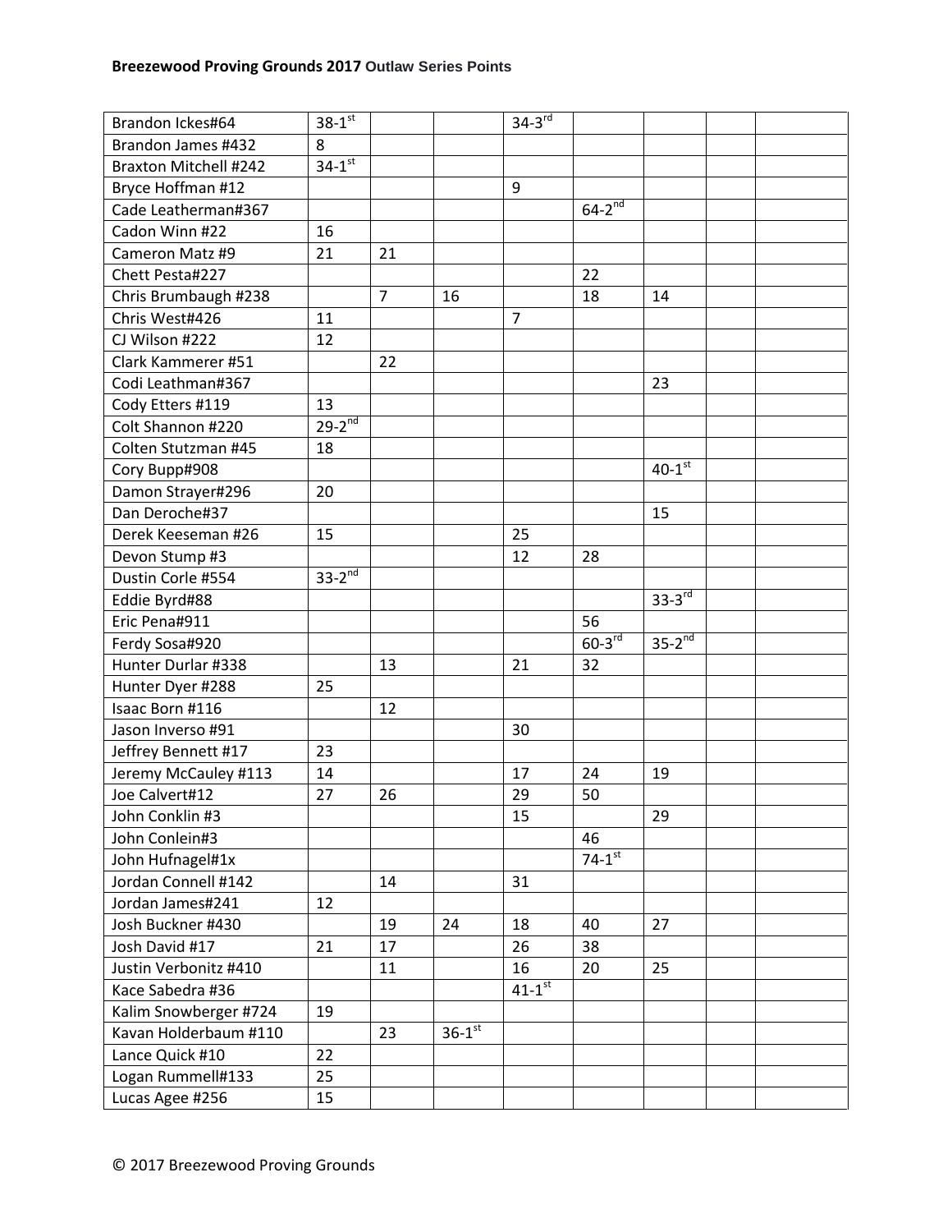| | | | | | | | | |
|---|---|---|---|---|---|---|---|---|
| Brandon Icks#64 | 38-1st | | | 34-3rd | | | | |
| Brandon James #432 | 8 | | | | | | | |
| Braxton Mitchell #242 | 34-1st | | | | | | | |
| Bryce Hoffman #12 | | | | 9 | | | | |
| Cade Leatherman#367 | | | | | 64-2nd | | | |
| Cadon Winn #22 | 16 | | | | | | | |
| Cameron Matz #9 | 21 | 21 | | | | | | |
| Chett Pesta#227 | | | | | 22 | | | |
| Chris Brumbaugh #238 | | 7 | 16 | | 18 | 14 | | |
| Chris West#426 | 11 | | | 7 | | | | |
| CJ Wilson #222 | 12 | | | | | | | |
| Clark Kammerer #51 | | 22 | | | | | | |
| Codi Leathman#367 | | | | | | 23 | | |
| Cody Etters #119 | 13 | | | | | | | |
| Colt Shannon #220 | 29-2nd | | | | | | | |
| Colten Stutzman #45 | 18 | | | | | | | |
| Cory Bupp#908 | | | | | | 40-1st | | |
| Damon Strayer#296 | 20 | | | | | | | |
| Dan Deroche#37 | | | | | | 15 | | |
| Derek Keeseman #26 | 15 | | | 25 | | | | |
| Devon Stump #3 | | | | 12 | 28 | | | |
| Dustin Corle #554 | 33-2nd | | | | | | | |
| Eddie Byrd#88 | | | | | | 33-3rd | | |
| Eric Pena#911 | | | | | 56 | | | |
| Ferdy Sosa#920 | | | | | 60-3rd | 35-2nd | | |
| Hunter Durlar #338 | | 13 | | 21 | 32 | | | |
| Hunter Dyer #288 | 25 | | | | | | | |
| Isaac Born #116 | | 12 | | | | | | |
| Jason Inverso #91 | | | | 30 | | | | |
| Jeffrey Bennett #17 | 23 | | | | | | | |
| Jeremy McCauley #113 | 14 | | | 17 | 24 | 19 | | |
| Joe Calvert#12 | 27 | 26 | | 29 | 50 | | | |
| John Conklin #3 | | | | 15 | | 29 | | |
| John Conlein#3 | | | | | 46 | | | |
| John Hufnagel#1x | | | | | 74-1st | | | |
| Jordan Connell #142 | | 14 | | 31 | | | | |
| Jordan James#241 | 12 | | | | | | | |
| Josh Buckner #430 | | 19 | 24 | 18 | 40 | 27 | | |
| Josh David #17 | 21 | 17 | | 26 | 38 | | | |
| Justin Verbonitz #410 | | 11 | | 16 | 20 | 25 | | |
| Kace Sabedra #36 | | | | 41-1st | | | | |
| Kalim Snowberger #724 | 19 | | | | | | | |
| Kavan Holderbaum #110 | | 23 | 36-1st | | | | | |
| Lance Quick #10 | 22 | | | | | | | |
| Logan Rummell#133 | 25 | | | | | | | |
| Lucas Agee #256 | 15 | | | | | | | |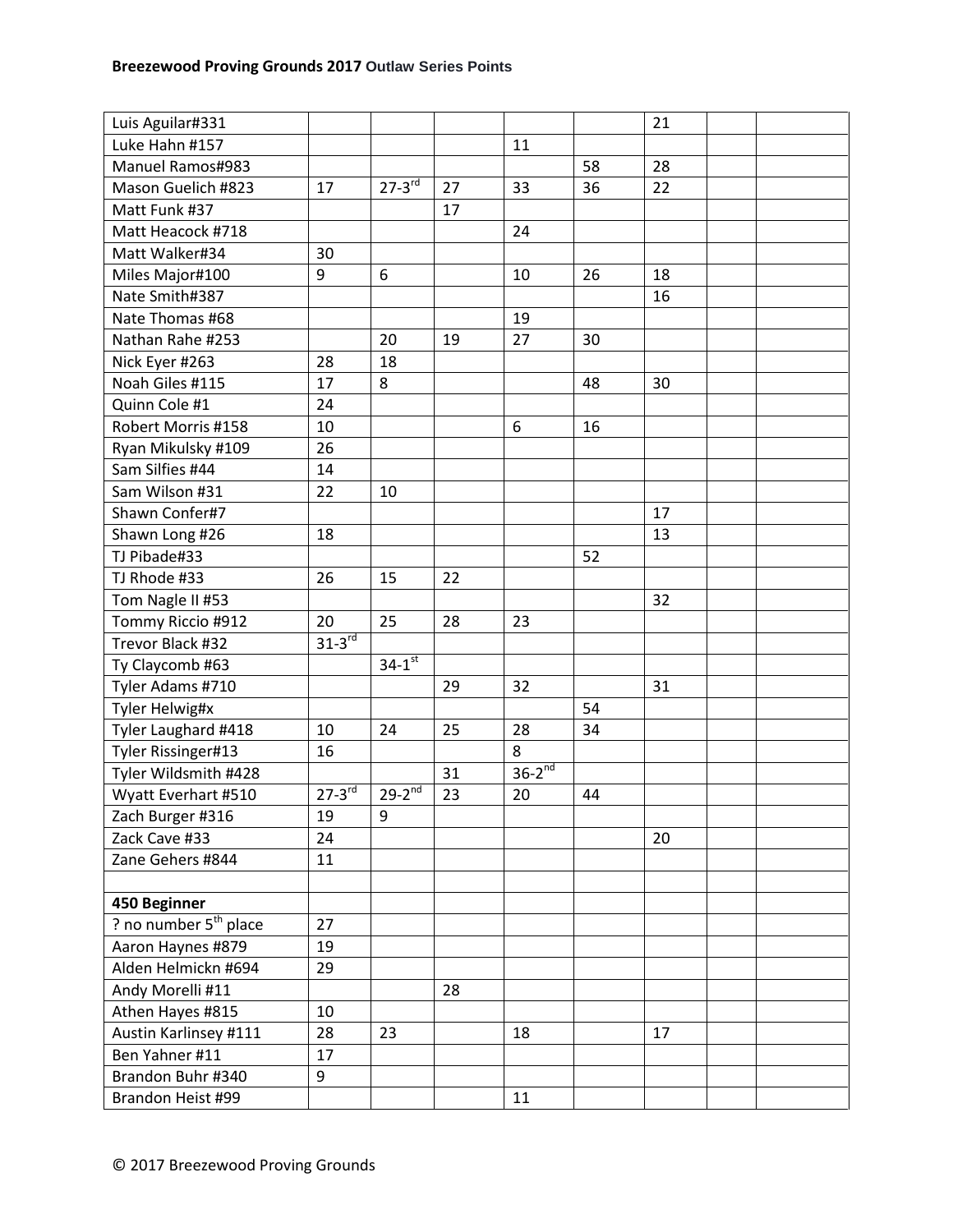**Breezewood Proving Grounds 2017 Outlaw Series Points**

| | | | | | | | | |
|---|---|---|---|---|---|---|---|---|
| Luis Aguilar#331 | | | | | | 21 | | |
| Luke Hahn #157 | | | | 11 | | | | |
| Manuel Ramos#983 | | | | | 58 | 28 | | |
| Mason Guelich #823 | 17 | 27-3rd | 27 | 33 | 36 | 22 | | |
| Matt Funk #37 | | | 17 | | | | | |
| Matt Heacock #718 | | | | 24 | | | | |
| Matt Walker#34 | 30 | | | | | | | |
| Miles Major#100 | 9 | 6 | | 10 | 26 | 18 | | |
| Nate Smith#387 | | | | | | 16 | | |
| Nate Thomas #68 | | | | 19 | | | | |
| Nathan Rahe #253 | | 20 | 19 | 27 | 30 | | | |
| Nick Eyer #263 | 28 | 18 | | | | | | |
| Noah Giles #115 | 17 | 8 | | | 48 | 30 | | |
| Quinn Cole #1 | 24 | | | | | | | |
| Robert Morris #158 | 10 | | | 6 | 16 | | | |
| Ryan Mikulsky #109 | 26 | | | | | | | |
| Sam Silfies #44 | 14 | | | | | | | |
| Sam Wilson #31 | 22 | 10 | | | | | | |
| Shawn Confer#7 | | | | | | 17 | | |
| Shawn Long #26 | 18 | | | | | 13 | | |
| TJ Pibade#33 | | | | | 52 | | | |
| TJ Rhode #33 | 26 | 15 | 22 | | | | | |
| Tom Nagle II #53 | | | | | | 32 | | |
| Tommy Riccio #912 | 20 | 25 | 28 | 23 | | | | |
| Trevor Black #32 | 31-3rd | | | | | | | |
| Ty Claycomb #63 | | 34-1st | | | | | | |
| Tyler Adams #710 | | | 29 | 32 | | 31 | | |
| Tyler Helwig#x | | | | | 54 | | | |
| Tyler Laughard #418 | 10 | 24 | 25 | 28 | 34 | | | |
| Tyler Rissinger#13 | 16 | | | 8 | | | | |
| Tyler Wildsmith #428 | | | 31 | 36-2nd | | | | |
| Wyatt Everhart #510 | 27-3rd | 29-2nd | 23 | 20 | 44 | | | |
| Zach Burger #316 | 19 | 9 | | | | | | |
| Zack Cave #33 | 24 | | | | | 20 | | |
| Zane Gehers #844 | 11 | | | | | | | |
| | | | | | | | | |
| **450 Beginner** | | | | | | | | |
| ? no number 5th place | 27 | | | | | | | |
| Aaron Haynes #879 | 19 | | | | | | | |
| Alden Helmickn #694 | 29 | | | | | | | |
| Andy Morelli #11 | | | 28 | | | | | |
| Athen Hayes #815 | 10 | | | | | | | |
| Austin Karlinsey #111 | 28 | 23 | | 18 | | 17 | | |
| Ben Yahner #11 | 17 | | | | | | | |
| Brandon Buhr #340 | 9 | | | | | | | |
| Brandon Heist #99 | | | | 11 | | | | |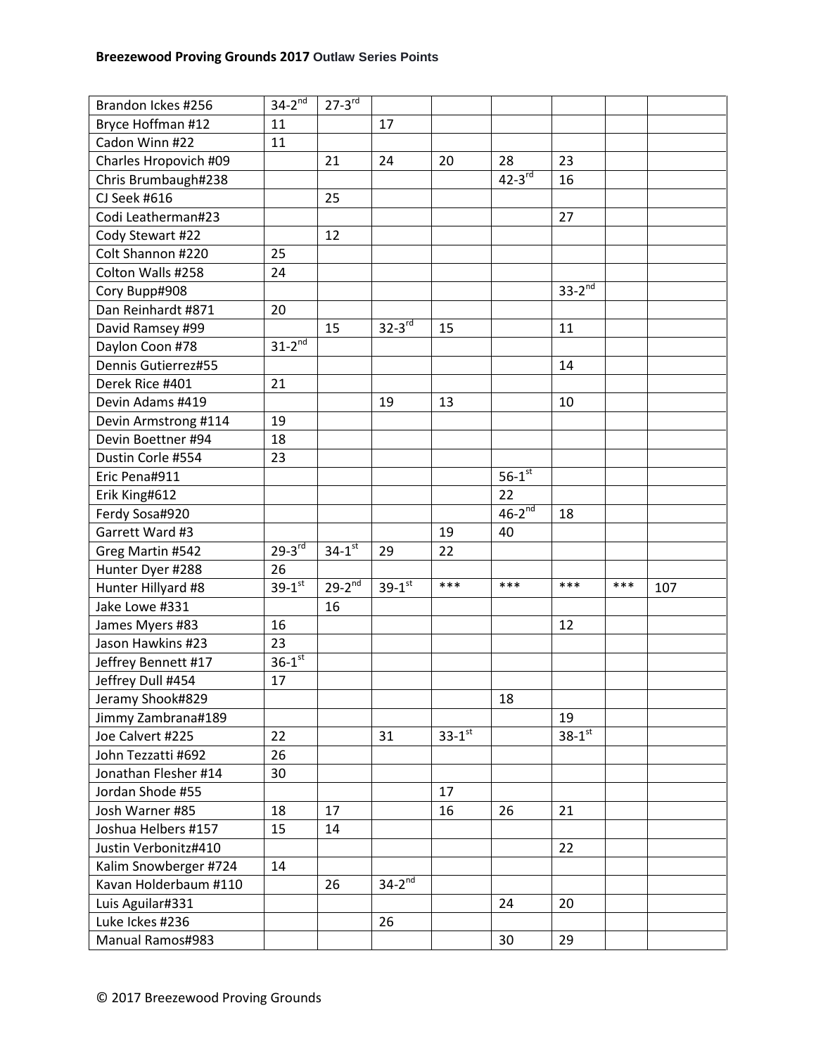| | | | | | | | | |
|---|---|---|---|---|---|---|---|---|
| Brandon Ickes #256 | 34-2nd | 27-3rd | | | | | | |
| Bryce Hoffman #12 | 11 | | 17 | | | | | |
| Cadon Winn #22 | 11 | | | | | | | |
| Charles Hropovich #09 | | 21 | 24 | 20 | 28 | 23 | | |
| Chris Brumbaugh#238 | | | | | 42-3rd | 16 | | |
| CJ Seek #616 | | 25 | | | | | | |
| Codi Leatherman#23 | | | | | | 27 | | |
| Cody Stewart #22 | | 12 | | | | | | |
| Colt Shannon #220 | 25 | | | | | | | |
| Colton Walls #258 | 24 | | | | | | | |
| Cory Bupp#908 | | | | | | 33-2nd | | |
| Dan Reinhardt #871 | 20 | | | | | | | |
| David Ramsey #99 | | 15 | 32-3rd | 15 | | 11 | | |
| Daylon Coon #78 | 31-2nd | | | | | | | |
| Dennis Gutierrez#55 | | | | | | 14 | | |
| Derek Rice #401 | 21 | | | | | | | |
| Devin Adams #419 | | | 19 | 13 | | 10 | | |
| Devin Armstrong #114 | 19 | | | | | | | |
| Devin Boettner #94 | 18 | | | | | | | |
| Dustin Corle #554 | 23 | | | | | | | |
| Eric Pena#911 | | | | | 56-1st | | | |
| Erik King#612 | | | | | 22 | | | |
| Ferdy Sosa#920 | | | | | 46-2nd | 18 | | |
| Garrett Ward #3 | | | | 19 | 40 | | | |
| Greg Martin #542 | 29-3rd | 34-1st | 29 | 22 | | | | |
| Hunter Dyer #288 | 26 | | | | | | | |
| Hunter Hillyard #8 | 39-1st | 29-2nd | 39-1st | *** | *** | *** | *** | 107 |
| Jake Lowe #331 | | 16 | | | | | | |
| James Myers #83 | 16 | | | | | 12 | | |
| Jason Hawkins #23 | 23 | | | | | | | |
| Jeffrey Bennett #17 | 36-1st | | | | | | | |
| Jeffrey Dull #454 | 17 | | | | | | | |
| Jeramy Shook#829 | | | | | 18 | | | |
| Jimmy Zambrana#189 | | | | | | 19 | | |
| Joe Calvert #225 | 22 | | 31 | 33-1st | | 38-1st | | |
| John Tezzatti #692 | 26 | | | | | | | |
| Jonathan Flesher #14 | 30 | | | | | | | |
| Jordan Shode #55 | | | | 17 | | | | |
| Josh Warner #85 | 18 | 17 | | 16 | 26 | 21 | | |
| Joshua Helbers #157 | 15 | 14 | | | | | | |
| Justin Verbonitz#410 | | | | | | 22 | | |
| Kalim Snowberger #724 | 14 | | | | | | | |
| Kavan Holderbaum #110 | | 26 | 34-2nd | | | | | |
| Luis Aguilar#331 | | | | | 24 | 20 | | |
| Luke Ickes #236 | | | 26 | | | | | |
| Manual Ramos#983 | | | | | 30 | 29 | | |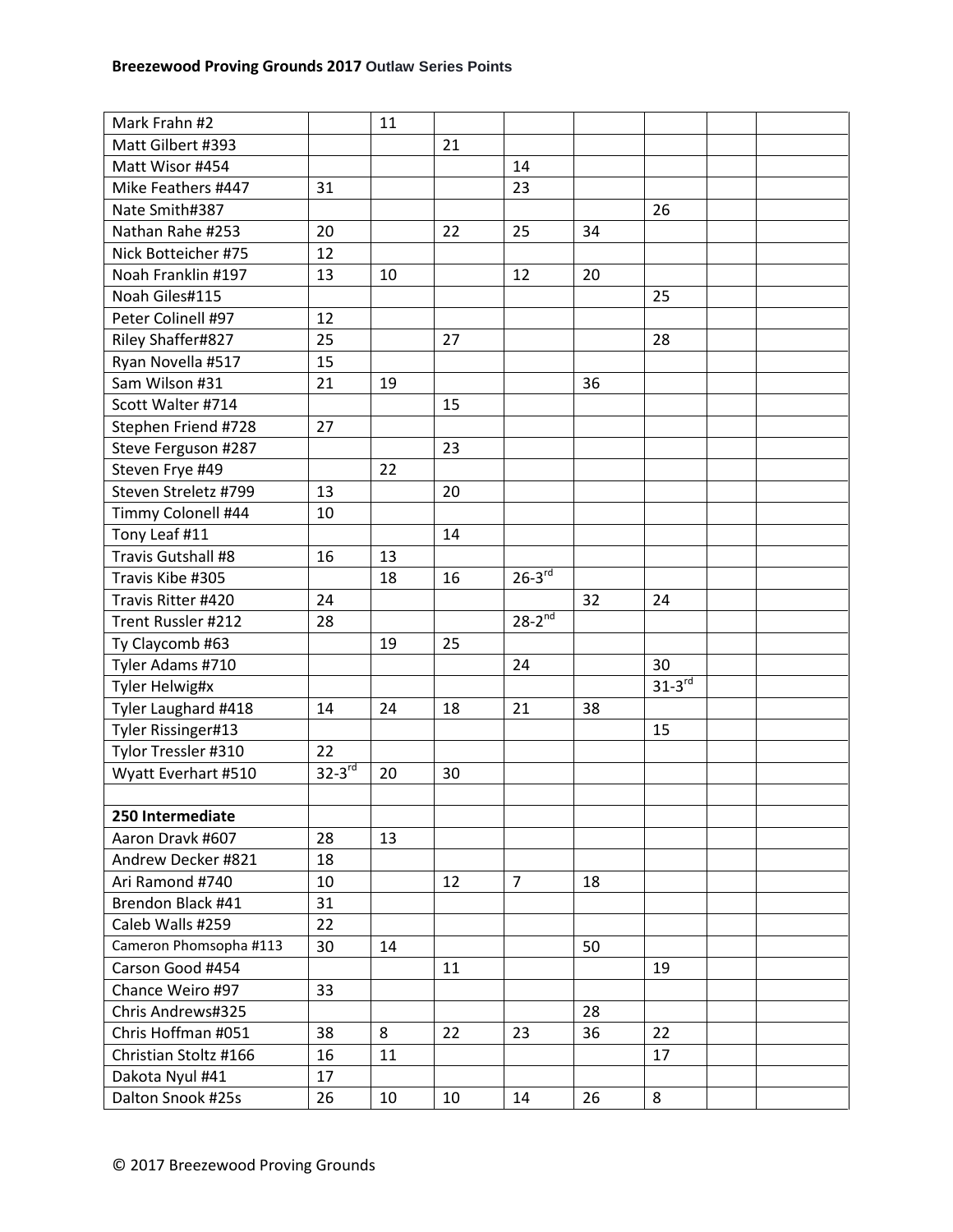## Breezewood Proving Grounds 2017 Outlaw Series Points

| | | | | | | | | |
|---|---|---|---|---|---|---|---|---|
| Mark Frahn #2 | | 11 | | | | | | |
| Matt Gilbert #393 | | | 21 | | | | | |
| Matt Wisor #454 | | | | 14 | | | | |
| Mike Feathers #447 | 31 | | | 23 | | | | |
| Nate Smith#387 | | | | | | 26 | | |
| Nathan Rahe #253 | 20 | | 22 | 25 | 34 | | | |
| Nick Botteicher #75 | 12 | | | | | | | |
| Noah Franklin #197 | 13 | 10 | | 12 | 20 | | | |
| Noah Giles#115 | | | | | | 25 | | |
| Peter Colinell #97 | 12 | | | | | | | |
| Riley Shaffer#827 | 25 | | 27 | | | 28 | | |
| Ryan Novella #517 | 15 | | | | | | | |
| Sam Wilson #31 | 21 | 19 | | | 36 | | | |
| Scott Walter #714 | | | 15 | | | | | |
| Stephen Friend #728 | 27 | | | | | | | |
| Steve Ferguson #287 | | | 23 | | | | | |
| Steven Frye #49 | | 22 | | | | | | |
| Steven Streletz #799 | 13 | | 20 | | | | | |
| Timmy Colonell #44 | 10 | | | | | | | |
| Tony Leaf #11 | | | 14 | | | | | |
| Travis Gutshall #8 | 16 | 13 | | | | | | |
| Travis Kibe #305 | | 18 | 16 | 26-3rd | | | | |
| Travis Ritter #420 | 24 | | | | 32 | 24 | | |
| Trent Russler #212 | 28 | | | 28-2nd | | | | |
| Ty Claycomb #63 | | 19 | 25 | | | | | |
| Tyler Adams #710 | | | | 24 | | 30 | | |
| Tyler Helwig#x | | | | | | 31-3rd | | |
| Tyler Laughard #418 | 14 | 24 | 18 | 21 | 38 | | | |
| Tyler Rissinger#13 | | | | | | 15 | | |
| Tylor Tressler #310 | 22 | | | | | | | |
| Wyatt Everhart #510 | 32-3rd | 20 | 30 | | | | | |
| | | | | | | | | |
| **250 Intermediate** | | | | | | | | |
| Aaron Dravk #607 | 28 | 13 | | | | | | |
| Andrew Decker #821 | 18 | | | | | | | |
| Ari Ramond #740 | 10 | | 12 | 7 | 18 | | | |
| Brendon Black #41 | 31 | | | | | | | |
| Caleb Walls #259 | 22 | | | | | | | |
| Cameron Phomsopha #113 | 30 | 14 | | | 50 | | | |
| Carson Good #454 | | | 11 | | | 19 | | |
| Chance Weiro #97 | 33 | | | | | | | |
| Chris Andrews#325 | | | | | 28 | | | |
| Chris Hoffman #051 | 38 | 8 | 22 | 23 | 36 | 22 | | |
| Christian Stoltz #166 | 16 | 11 | | | | 17 | | |
| Dakota Nyul #41 | 17 | | | | | | | |
| Dalton Snook #25s | 26 | 10 | 10 | 14 | 26 | 8 | | |

© 2017 Breezewood Proving Grounds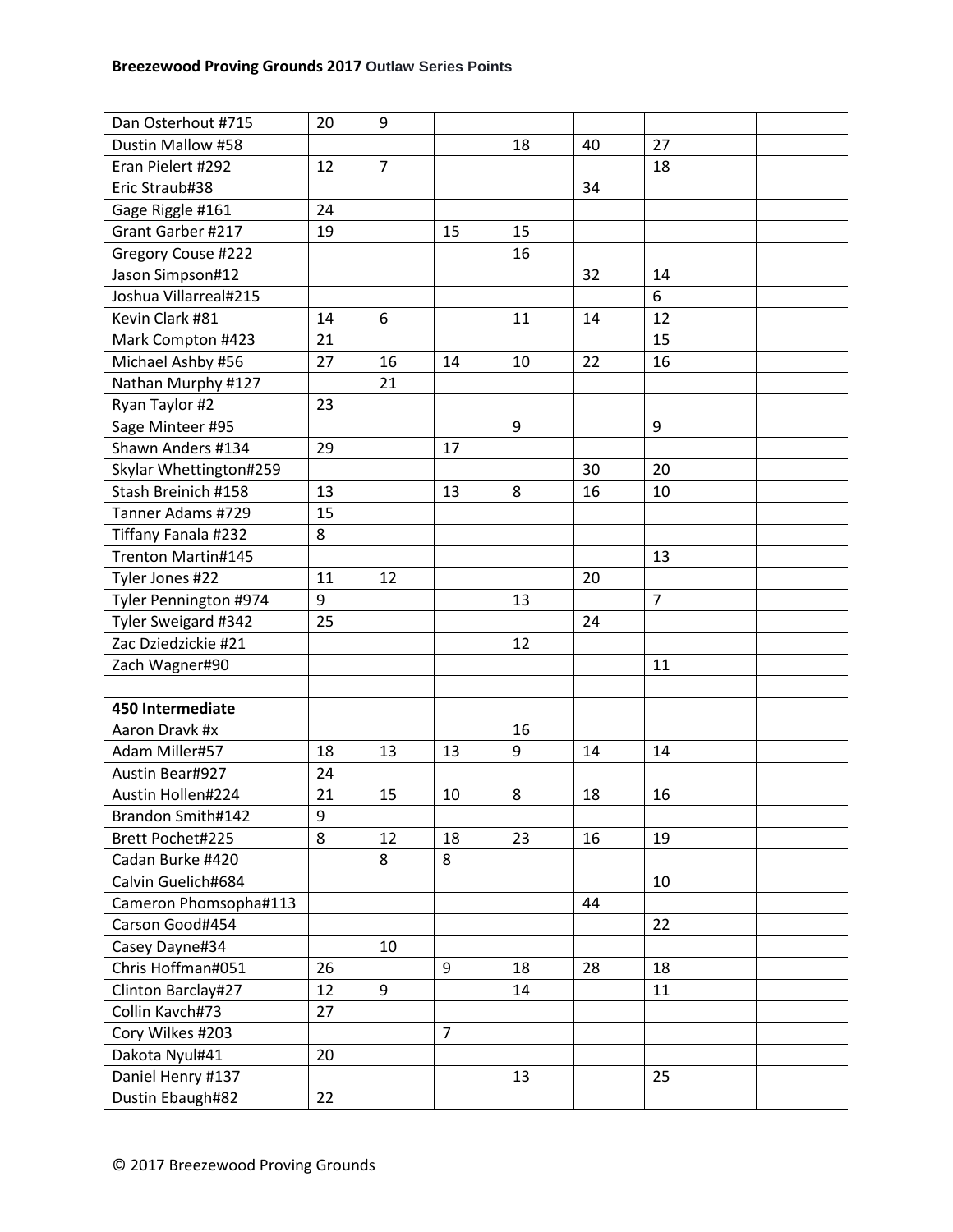| Dan Osterhout #715 | 20 | 9 | | | | | | |
|---|---|---|---|---|---|---|---|---|
| Dustin Mallow #58 | | | | 18 | 40 | 27 | | |
| Eran Pielert #292 | 12 | 7 | | | | 18 | | |
| Eric Straub#38 | | | | | 34 | | | |
| Gage Riggle #161 | 24 | | | | | | | |
| Grant Garber #217 | 19 | | 15 | 15 | | | | |
| Gregory Couse #222 | | | | 16 | | | | |
| Jason Simpson#12 | | | | | 32 | 14 | | |
| Joshua Villarreal#215 | | | | | | 6 | | |
| Kevin Clark #81 | 14 | 6 | | 11 | 14 | 12 | | |
| Mark Compton #423 | 21 | | | | | 15 | | |
| Michael Ashby #56 | 27 | 16 | 14 | 10 | 22 | 16 | | |
| Nathan Murphy #127 | | 21 | | | | | | |
| Ryan Taylor #2 | 23 | | | | | | | |
| Sage Minteer #95 | | | | 9 | | 9 | | |
| Shawn Anders #134 | 29 | | 17 | | | | | |
| Skylar Whettington#259 | | | | | 30 | 20 | | |
| Stash Breinich #158 | 13 | | 13 | 8 | 16 | 10 | | |
| Tanner Adams #729 | 15 | | | | | | | |
| Tiffany Fanala #232 | 8 | | | | | | | |
| Trenton Martin#145 | | | | | | 13 | | |
| Tyler Jones #22 | 11 | 12 | | | 20 | | | |
| Tyler Pennington #974 | 9 | | | 13 | | 7 | | |
| Tyler Sweigard #342 | 25 | | | | 24 | | | |
| Zac Dziedzickie #21 | | | | 12 | | | | |
| Zach Wagner#90 | | | | | | 11 | | |
| | | | | | | | | |
| **450 Intermediate** | | | | | | | | |
| Aaron Dravk #x | | | | 16 | | | | |
| Adam Miller#57 | 18 | 13 | 13 | 9 | 14 | 14 | | |
| Austin Bear#927 | 24 | | | | | | | |
| Austin Hollen#224 | 21 | 15 | 10 | 8 | 18 | 16 | | |
| Brandon Smith#142 | 9 | | | | | | | |
| Brett Pochet#225 | 8 | 12 | 18 | 23 | 16 | 19 | | |
| Cadan Burke #420 | | 8 | 8 | | | | | |
| Calvin Guelich#684 | | | | | | 10 | | |
| Cameron Phomsopha#113 | | | | | 44 | | | |
| Carson Good#454 | | | | | | 22 | | |
| Casey Dayne#34 | | 10 | | | | | | |
| Chris Hoffman#051 | 26 | | 9 | 18 | 28 | 18 | | |
| Clinton Barclay#27 | 12 | 9 | | 14 | | 11 | | |
| Collin Kavch#73 | 27 | | | | | | | |
| Cory Wilkes #203 | | | 7 | | | | | |
| Dakota Nyul#41 | 20 | | | | | | | |
| Daniel Henry #137 | | | | 13 | | 25 | | |
| Dustin Ebaugh#82 | 22 | | | | | | | |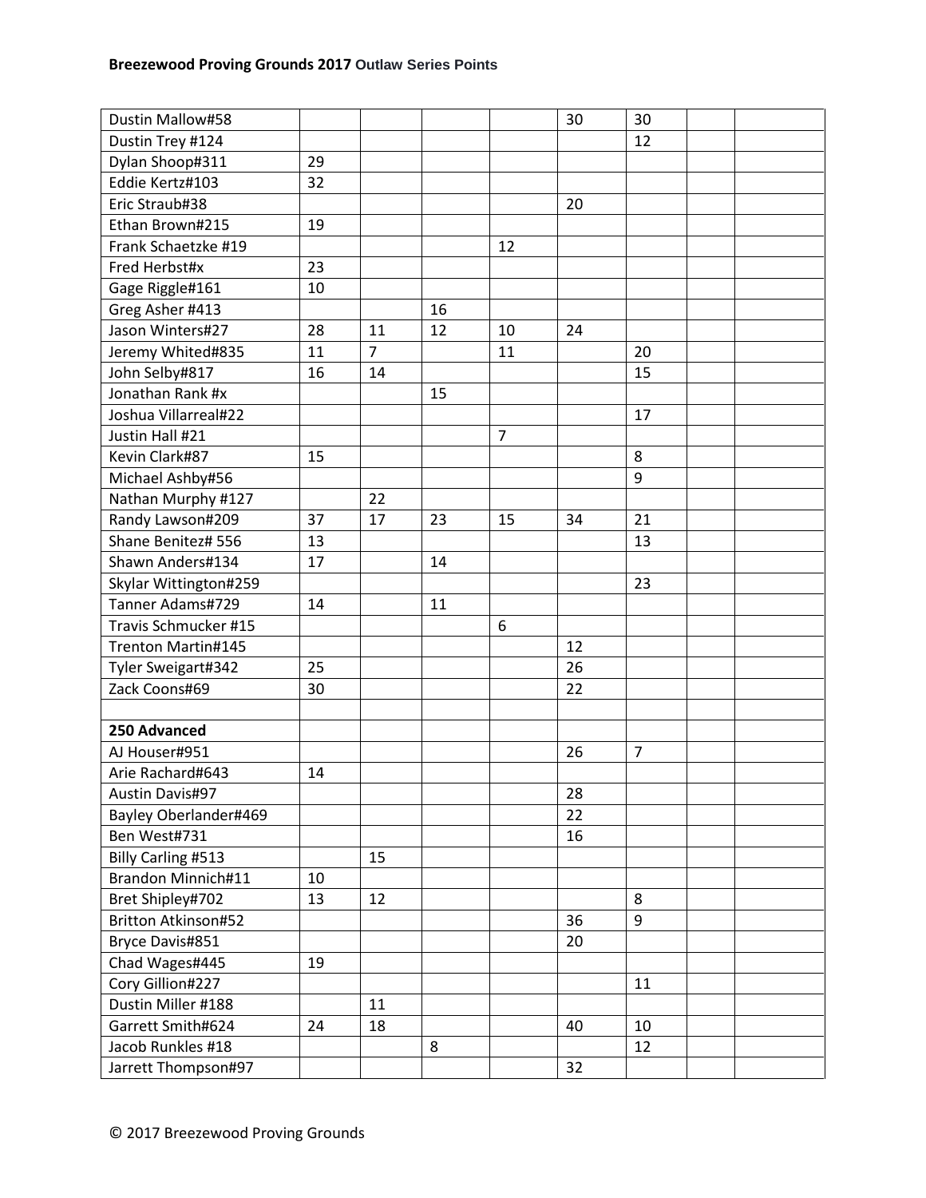**Breezewood Proving Grounds 2017 Outlaw Series Points**

| | | | | | | | | |
|---|---|---|---|---|---|---|---|---|
| Dustin Mallow#58 | | | | | 30 | 30 | | |
| Dustin Trey #124 | | | | | | 12 | | |
| Dylan Shoop#311 | 29 | | | | | | | |
| Eddie Kertz#103 | 32 | | | | | | | |
| Eric Straub#38 | | | | | 20 | | | |
| Ethan Brown#215 | 19 | | | | | | | |
| Frank Schaetzke #19 | | | | 12 | | | | |
| Fred Herbst#x | 23 | | | | | | | |
| Gage Riggle#161 | 10 | | | | | | | |
| Greg Asher #413 | | | 16 | | | | | |
| Jason Winters#27 | 28 | 11 | 12 | 10 | 24 | | | |
| Jeremy Whited#835 | 11 | 7 | | 11 | | 20 | | |
| John Selby#817 | 16 | 14 | | | | 15 | | |
| Jonathan Rank #x | | | 15 | | | | | |
| Joshua Villarreal#22 | | | | | | 17 | | |
| Justin Hall #21 | | | | 7 | | | | |
| Kevin Clark#87 | 15 | | | | | 8 | | |
| Michael Ashby#56 | | | | | | 9 | | |
| Nathan Murphy #127 | | 22 | | | | | | |
| Randy Lawson#209 | 37 | 17 | 23 | 15 | 34 | 21 | | |
| Shane Benitez# 556 | 13 | | | | | 13 | | |
| Shawn Anders#134 | 17 | | 14 | | | | | |
| Skylar Wittington#259 | | | | | | 23 | | |
| Tanner Adams#729 | 14 | | 11 | | | | | |
| Travis Schmucker #15 | | | | 6 | | | | |
| Trenton Martin#145 | | | | | 12 | | | |
| Tyler Sweigart#342 | 25 | | | | 26 | | | |
| Zack Coons#69 | 30 | | | | 22 | | | |
| | | | | | | | | |
| **250 Advanced** | | | | | | | | |
| AJ Houser#951 | | | | | 26 | 7 | | |
| Arie Rachard#643 | 14 | | | | | | | |
| Austin Davis#97 | | | | | 28 | | | |
| Bayley Oberlander#469 | | | | | 22 | | | |
| Ben West#731 | | | | | 16 | | | |
| Billy Carling #513 | | 15 | | | | | | |
| Brandon Minnich#11 | 10 | | | | | | | |
| Bret Shipley#702 | 13 | 12 | | | | 8 | | |
| Britton Atkinson#52 | | | | | 36 | 9 | | |
| Bryce Davis#851 | | | | | 20 | | | |
| Chad Wages#445 | 19 | | | | | | | |
| Cory Gillion#227 | | | | | | 11 | | |
| Dustin Miller #188 | | 11 | | | | | | |
| Garrett Smith#624 | 24 | 18 | | | 40 | 10 | | |
| Jacob Runkles #18 | | | 8 | | | 12 | | |
| Jarrett Thompson#97 | | | | | 32 | | | |

© 2017 Breezewood Proving Grounds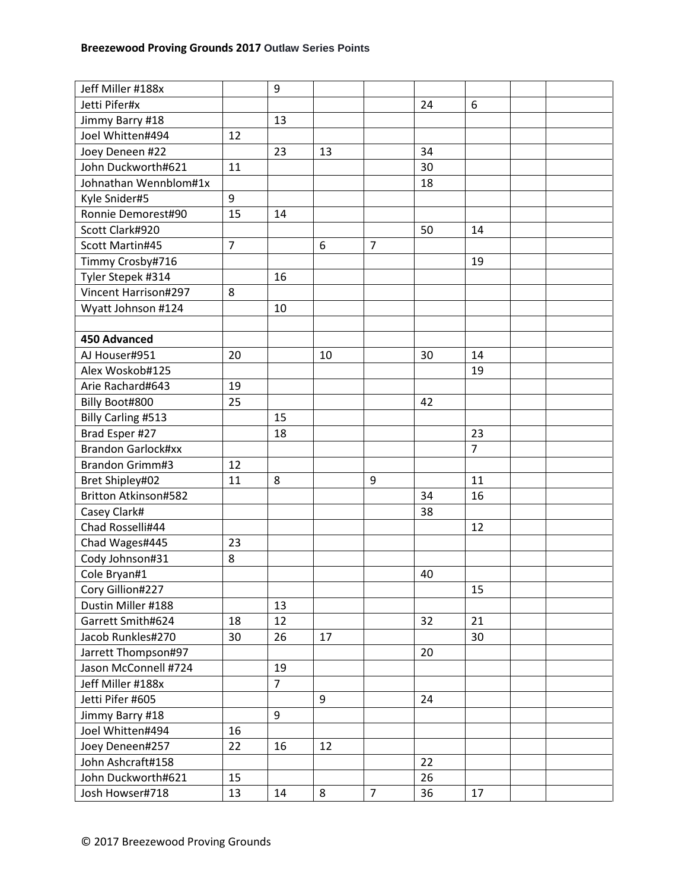| | | | | | | | | |
|---|---|---|---|---|---|---|---|---|
| Jeff Miller #188x | | 9 | | | | | | |
| Jetti Pifer#x | | | | | 24 | 6 | | |
| Jimmy Barry #18 | | 13 | | | | | | |
| Joel Whitten#494 | 12 | | | | | | | |
| Joey Deneen #22 | | 23 | 13 | | 34 | | | |
| John Duckworth#621 | 11 | | | | 30 | | | |
| Johnathan Wennblom#1x | | | | | 18 | | | |
| Kyle Snider#5 | 9 | | | | | | | |
| Ronnie Demorest#90 | 15 | 14 | | | | | | |
| Scott Clark#920 | | | | | 50 | 14 | | |
| Scott Martin#45 | 7 | | 6 | 7 | | | | |
| Timmy Crosby#716 | | | | | | 19 | | |
| Tyler Stepek #314 | | 16 | | | | | | |
| Vincent Harrison#297 | 8 | | | | | | | |
| Wyatt Johnson #124 | | 10 | | | | | | |
| | | | | | | | | |
| **450 Advanced** | | | | | | | | |
| AJ Houser#951 | 20 | | 10 | | 30 | 14 | | |
| Alex Woskob#125 | | | | | | 19 | | |
| Arie Rachard#643 | 19 | | | | | | | |
| Billy Boot#800 | 25 | | | | 42 | | | |
| Billy Carling #513 | | 15 | | | | | | |
| Brad Esper #27 | | 18 | | | | 23 | | |
| Brandon Garlock#xx | | | | | | 7 | | |
| Brandon Grimm#3 | 12 | | | | | | | |
| Bret Shipley#02 | 11 | 8 | | 9 | | 11 | | |
| Britton Atkinson#582 | | | | | 34 | 16 | | |
| Casey Clark# | | | | | 38 | | | |
| Chad Rosselli#44 | | | | | | 12 | | |
| Chad Wages#445 | 23 | | | | | | | |
| Cody Johnson#31 | 8 | | | | | | | |
| Cole Bryan#1 | | | | | 40 | | | |
| Cory Gillion#227 | | | | | | 15 | | |
| Dustin Miller #188 | | 13 | | | | | | |
| Garrett Smith#624 | 18 | 12 | | | 32 | 21 | | |
| Jacob Runkles#270 | 30 | 26 | 17 | | | 30 | | |
| Jarrett Thompson#97 | | | | | 20 | | | |
| Jason McConnell #724 | | 19 | | | | | | |
| Jeff Miller #188x | | 7 | | | | | | |
| Jetti Pifer #605 | | | 9 | | 24 | | | |
| Jimmy Barry #18 | | 9 | | | | | | |
| Joel Whitten#494 | 16 | | | | | | | |
| Joey Deneen#257 | 22 | 16 | 12 | | | | | |
| John Ashcraft#158 | | | | | 22 | | | |
| John Duckworth#621 | 15 | | | | 26 | | | |
| Josh Howser#718 | 13 | 14 | 8 | 7 | 36 | 17 | | |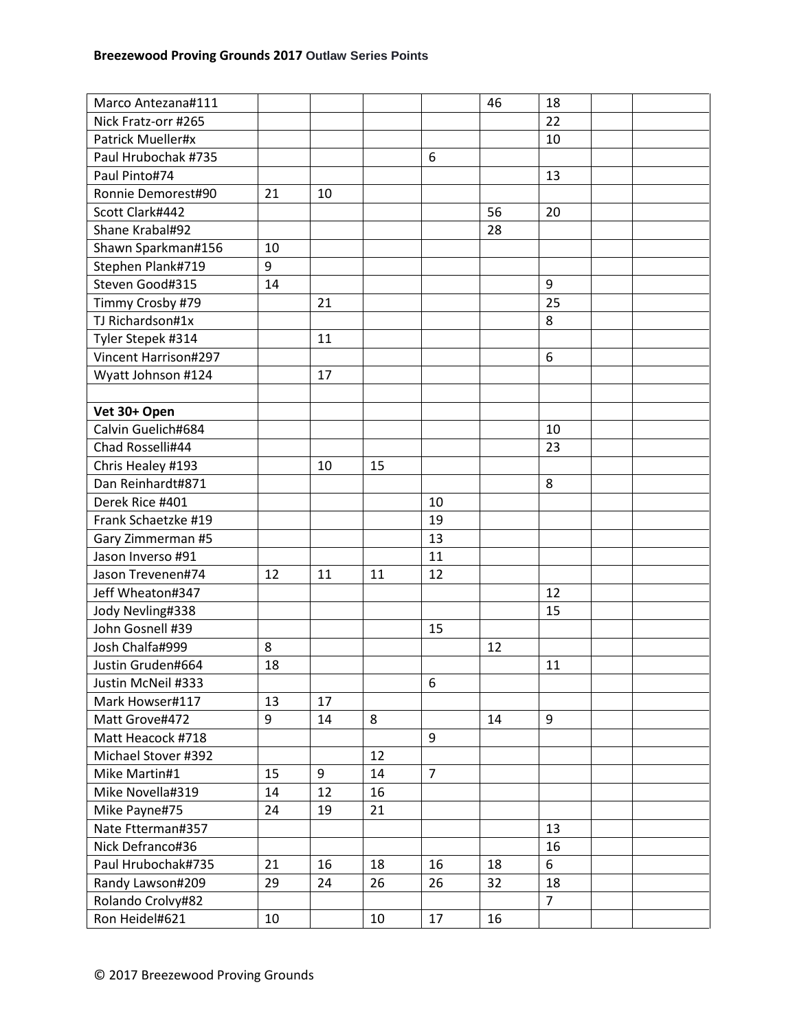| | | | | | | | | |
|---|---|---|---|---|---|---|---|---|
| Marco Antezana#111 | | | | | 46 | 18 | | |
| Nick Fratz-orr #265 | | | | | | 22 | | |
| Patrick Mueller#x | | | | | | 10 | | |
| Paul Hrubochak #735 | | | | 6 | | | | |
| Paul Pinto#74 | | | | | | 13 | | |
| Ronnie Demorest#90 | 21 | 10 | | | | | | |
| Scott Clark#442 | | | | | 56 | 20 | | |
| Shane Krabal#92 | | | | | 28 | | | |
| Shawn Sparkman#156 | 10 | | | | | | | |
| Stephen Plank#719 | 9 | | | | | | | |
| Steven Good#315 | 14 | | | | | 9 | | |
| Timmy Crosby #79 | | 21 | | | | 25 | | |
| TJ Richardson#1x | | | | | | 8 | | |
| Tyler Stepek #314 | | 11 | | | | | | |
| Vincent Harrison#297 | | | | | | 6 | | |
| Wyatt Johnson #124 | | 17 | | | | | | |
| | | | | | | | | |
| **Vet 30+ Open** | | | | | | | | |
| Calvin Guelich#684 | | | | | | 10 | | |
| Chad Rosselli#44 | | | | | | 23 | | |
| Chris Healey #193 | | 10 | 15 | | | | | |
| Dan Reinhardt#871 | | | | | | 8 | | |
| Derek Rice #401 | | | | 10 | | | | |
| Frank Schaetzke #19 | | | | 19 | | | | |
| Gary Zimmerman #5 | | | | 13 | | | | |
| Jason Inverso #91 | | | | 11 | | | | |
| Jason Trevenen#74 | 12 | 11 | 11 | 12 | | | | |
| Jeff Wheaton#347 | | | | | | 12 | | |
| Jody Nevling#338 | | | | | | 15 | | |
| John Gosnell #39 | | | | 15 | | | | |
| Josh Chalfa#999 | 8 | | | | 12 | | | |
| Justin Gruden#664 | 18 | | | | | 11 | | |
| Justin McNeil #333 | | | | 6 | | | | |
| Mark Howser#117 | 13 | 17 | | | | | | |
| Matt Grove#472 | 9 | 14 | 8 | | 14 | 9 | | |
| Matt Heacock #718 | | | | 9 | | | | |
| Michael Stover #392 | | | 12 | | | | | |
| Mike Martin#1 | 15 | 9 | 14 | 7 | | | | |
| Mike Novella#319 | 14 | 12 | 16 | | | | | |
| Mike Payne#75 | 24 | 19 | 21 | | | | | |
| Nate Ftterman#357 | | | | | | 13 | | |
| Nick Defranco#36 | | | | | | 16 | | |
| Paul Hrubochak#735 | 21 | 16 | 18 | 16 | 18 | 6 | | |
| Randy Lawson#209 | 29 | 24 | 26 | 26 | 32 | 18 | | |
| Rolando Crolvy#82 | | | | | | 7 | | |
| Ron Heidel#621 | 10 | | 10 | 17 | 16 | | | |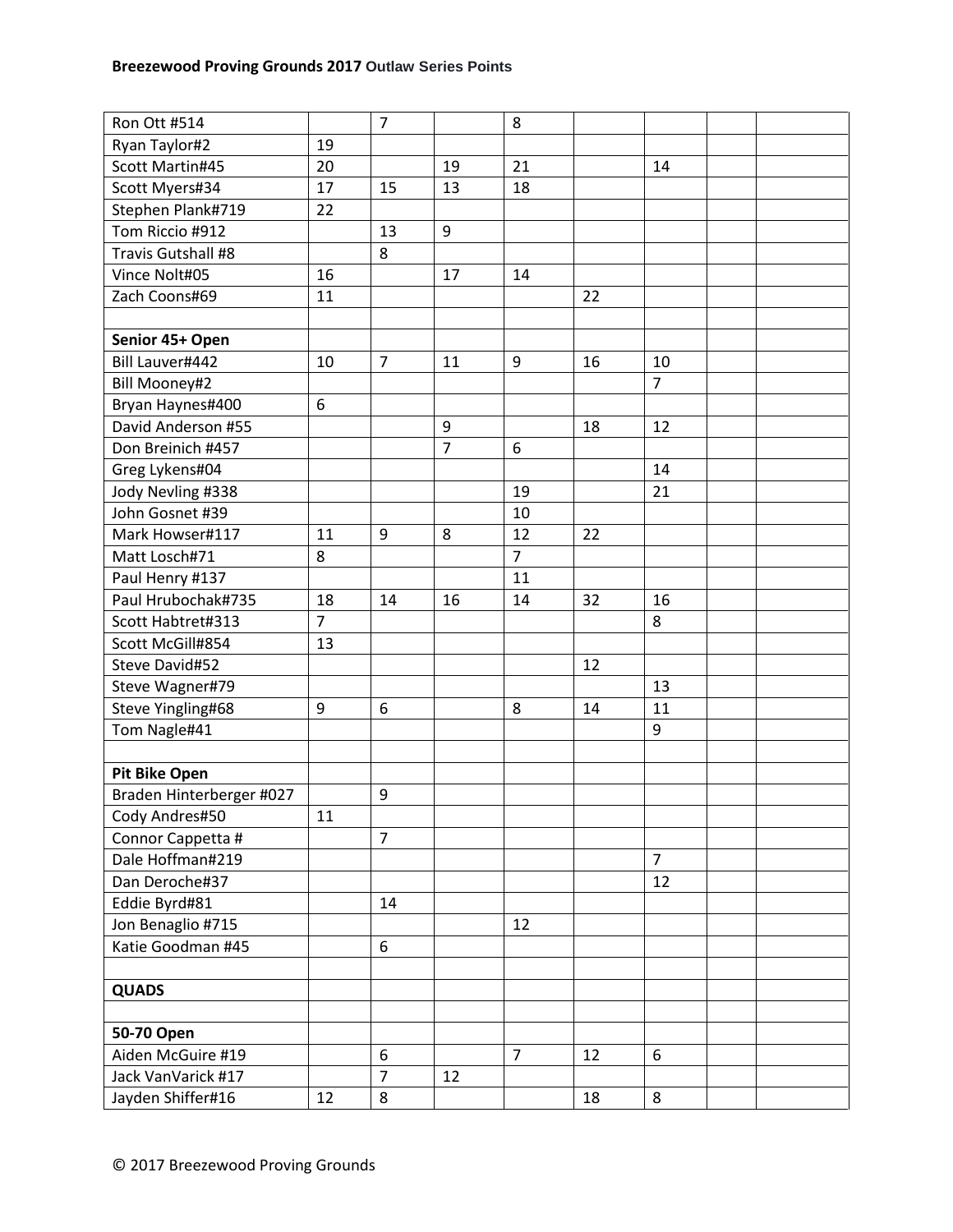| | | | | | | | | |
|---|---|---|---|---|---|---|---|---|
| Ron Ott #514 | | 7 | | 8 | | | | |
| Ryan Taylor#2 | 19 | | | | | | | |
| Scott Martin#45 | 20 | | 19 | 21 | | 14 | | |
| Scott Myers#34 | 17 | 15 | 13 | 18 | | | | |
| Stephen Plank#719 | 22 | | | | | | | |
| Tom Riccio #912 | | 13 | 9 | | | | | |
| Travis Gutshall #8 | | 8 | | | | | | |
| Vince Nolt#05 | 16 | | 17 | 14 | | | | |
| Zach Coons#69 | 11 | | | | 22 | | | |
| | | | | | | | | |
| **Senior 45+ Open** | | | | | | | | |
| Bill Lauver#442 | 10 | 7 | 11 | 9 | 16 | 10 | | |
| Bill Mooney#2 | | | | | | 7 | | |
| Bryan Haynes#400 | 6 | | | | | | | |
| David Anderson #55 | | | 9 | | 18 | 12 | | |
| Don Breinich #457 | | | 7 | 6 | | | | |
| Greg Lykens#04 | | | | | | 14 | | |
| Jody Nevling #338 | | | | 19 | | 21 | | |
| John Gosnet #39 | | | | 10 | | | | |
| Mark Howser#117 | 11 | 9 | 8 | 12 | 22 | | | |
| Matt Losch#71 | 8 | | | 7 | | | | |
| Paul Henry #137 | | | | 11 | | | | |
| Paul Hrubochak#735 | 18 | 14 | 16 | 14 | 32 | 16 | | |
| Scott Habtret#313 | 7 | | | | | 8 | | |
| Scott McGill#854 | 13 | | | | | | | |
| Steve David#52 | | | | | 12 | | | |
| Steve Wagner#79 | | | | | | 13 | | |
| Steve Yingling#68 | 9 | 6 | | 8 | 14 | 11 | | |
| Tom Nagle#41 | | | | | | 9 | | |
| | | | | | | | | |
| **Pit Bike Open** | | | | | | | | |
| Braden Hinterberger #027 | | 9 | | | | | | |
| Cody Andres#50 | 11 | | | | | | | |
| Connor Cappetta # | | 7 | | | | | | |
| Dale Hoffman#219 | | | | | | 7 | | |
| Dan Deroche#37 | | | | | | 12 | | |
| Eddie Byrd#81 | | 14 | | | | | | |
| Jon Benaglio #715 | | | | 12 | | | | |
| Katie Goodman #45 | | 6 | | | | | | |
| | | | | | | | | |
| **QUADS** | | | | | | | | |
| | | | | | | | | |
| **50-70 Open** | | | | | | | | |
| Aiden McGuire #19 | | 6 | | 7 | 12 | 6 | | |
| Jack VanVarick #17 | | 7 | 12 | | | | | |
| Jayden Shiffer#16 | 12 | 8 | | | 18 | 8 | | |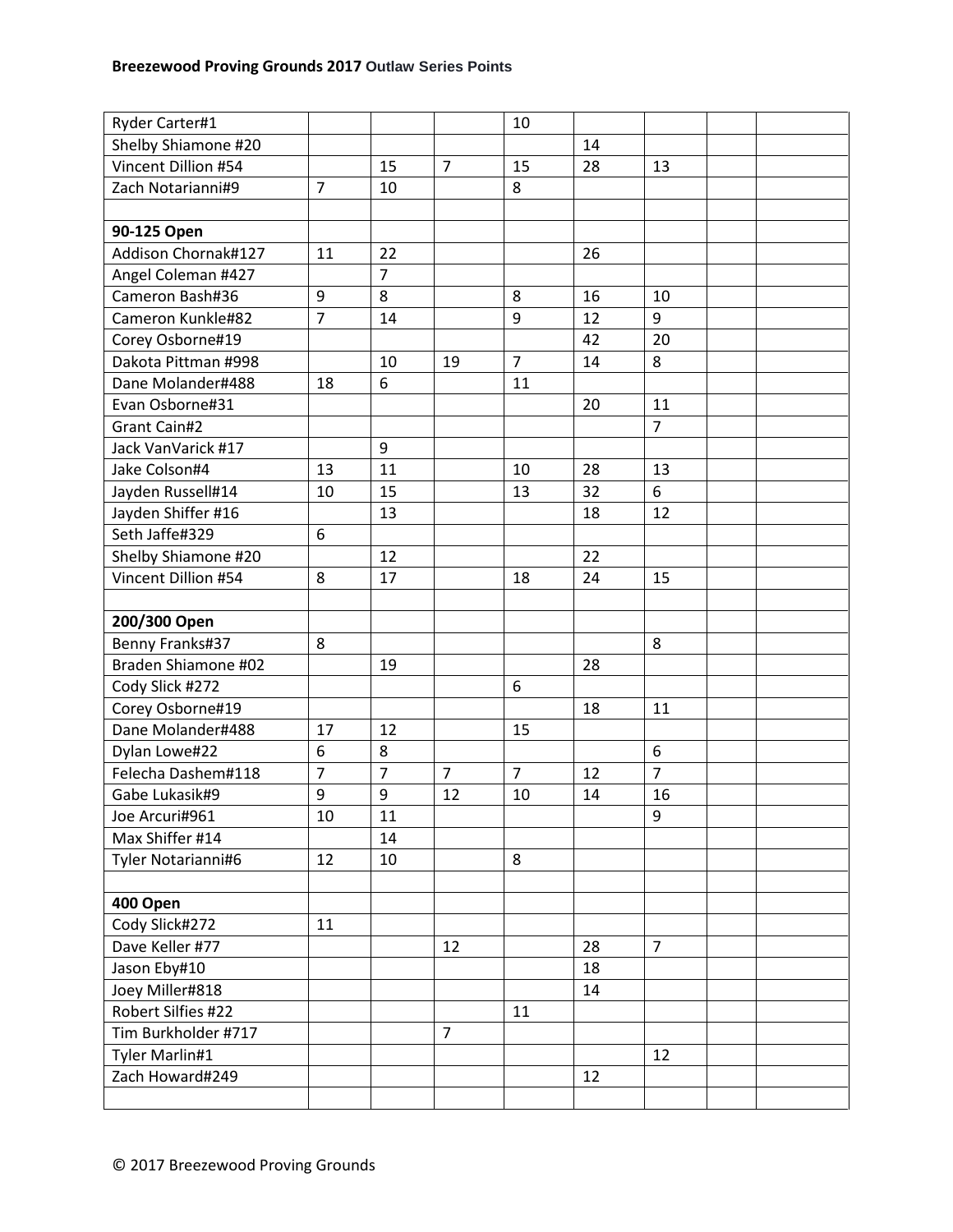| Ryder Carter#1 | | | | 10 | | | | |
|---|---|---|---|---|---|---|---|---|
| Shelby Shiamone #20 | | | | | 14 | | | |
| Vincent Dillion #54 | | 15 | 7 | 15 | 28 | 13 | | |
| Zach Notarianni#9 | 7 | 10 | | 8 | | | | |
| | | | | | | | | |
| **90-125 Open** | | | | | | | | |
| Addison Chornak#127 | 11 | 22 | | | 26 | | | |
| Angel Coleman #427 | | 7 | | | | | | |
| Cameron Bash#36 | 9 | 8 | | 8 | 16 | 10 | | |
| Cameron Kunkle#82 | 7 | 14 | | 9 | 12 | 9 | | |
| Corey Osborne#19 | | | | | 42 | 20 | | |
| Dakota Pittman #998 | | 10 | 19 | 7 | 14 | 8 | | |
| Dane Molander#488 | 18 | 6 | | 11 | | | | |
| Evan Osborne#31 | | | | | 20 | 11 | | |
| Grant Cain#2 | | | | | | 7 | | |
| Jack VanVarick #17 | | 9 | | | | | | |
| Jake Colson#4 | 13 | 11 | | 10 | 28 | 13 | | |
| Jayden Russell#14 | 10 | 15 | | 13 | 32 | 6 | | |
| Jayden Shiffer #16 | | 13 | | | 18 | 12 | | |
| Seth Jaffe#329 | 6 | | | | | | | |
| Shelby Shiamone #20 | | 12 | | | 22 | | | |
| Vincent Dillion #54 | 8 | 17 | | 18 | 24 | 15 | | |
| | | | | | | | | |
| **200/300 Open** | | | | | | | | |
| Benny Franks#37 | 8 | | | | | 8 | | |
| Braden Shiamone #02 | | 19 | | | 28 | | | |
| Cody Slick #272 | | | | 6 | | | | |
| Corey Osborne#19 | | | | | 18 | 11 | | |
| Dane Molander#488 | 17 | 12 | | 15 | | | | |
| Dylan Lowe#22 | 6 | 8 | | | | 6 | | |
| Felecha Dashem#118 | 7 | 7 | 7 | 7 | 12 | 7 | | |
| Gabe Lukasik#9 | 9 | 9 | 12 | 10 | 14 | 16 | | |
| Joe Arcuri#961 | 10 | 11 | | | | 9 | | |
| Max Shiffer #14 | | 14 | | | | | | |
| Tyler Notarianni#6 | 12 | 10 | | 8 | | | | |
| | | | | | | | | |
| **400 Open** | | | | | | | | |
| Cody Slick#272 | 11 | | | | | | | |
| Dave Keller #77 | | | 12 | | 28 | 7 | | |
| Jason Eby#10 | | | | | 18 | | | |
| Joey Miller#818 | | | | | 14 | | | |
| Robert Silfies #22 | | | | 11 | | | | |
| Tim Burkholder #717 | | | 7 | | | | | |
| Tyler Marlin#1 | | | | | | 12 | | |
| Zach Howard#249 | | | | | 12 | | | |
| | | | | | | | | |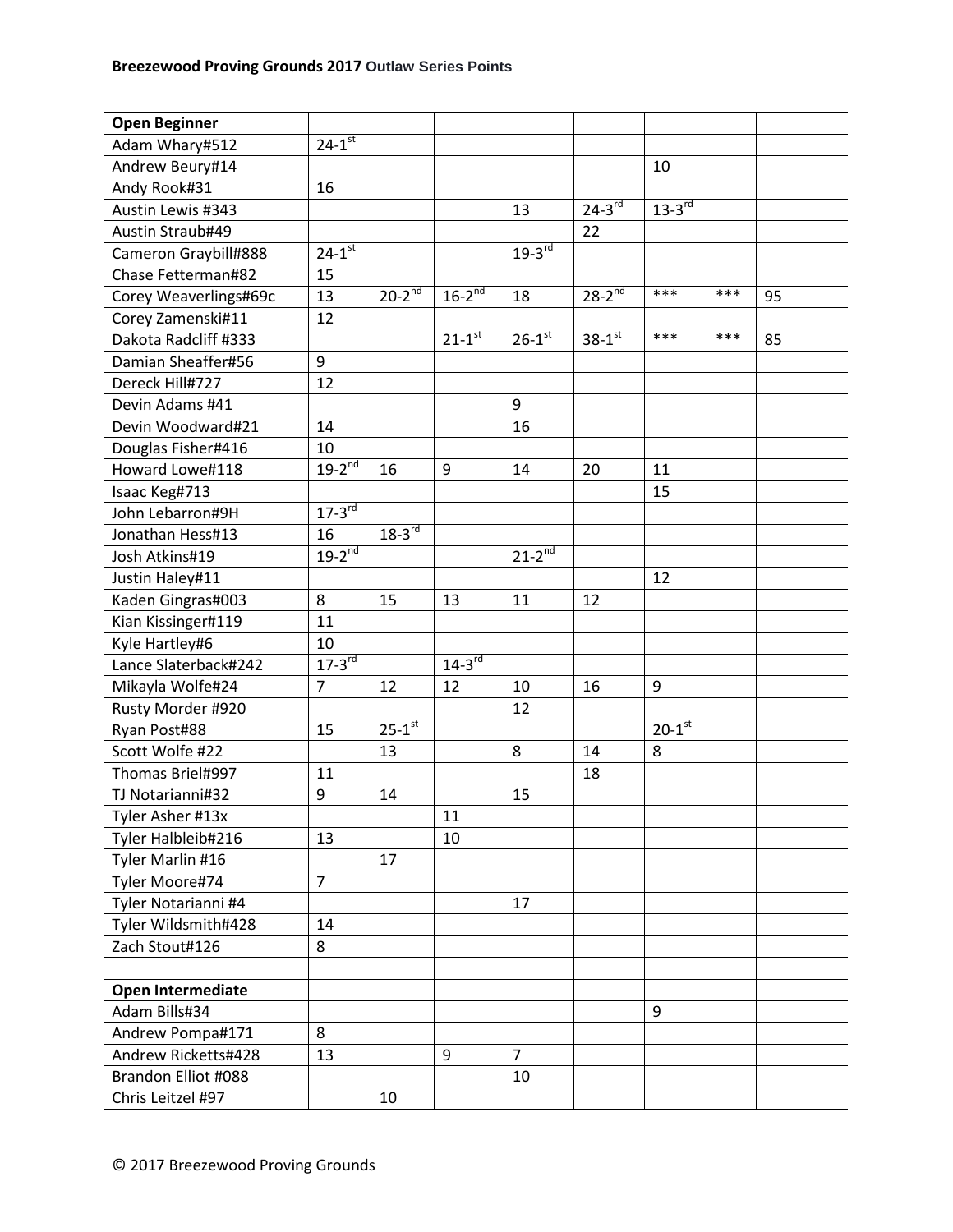**Breezewood Proving Grounds 2017 Outlaw Series Points**

| **Open Beginner** | | | | | | | | |
|---|---|---|---|---|---|---|---|---|
| Adam Whary#512 | 24-1st | | | | | | | |
| Andrew Beury#14 | | | | | | 10 | | |
| Andy Rook#31 | 16 | | | | | | | |
| Austin Lewis #343 | | | | 13 | 24-3rd | 13-3rd | | |
| Austin Straub#49 | | | | | 22 | | | |
| Cameron Graybill#888 | 24-1st | | | 19-3rd | | | | |
| Chase Fetterman#82 | 15 | | | | | | | |
| Corey Weaverlings#69c | 13 | 20-2nd | 16-2nd | 18 | 28-2nd | *** | *** | 95 |
| Corey Zamenski#11 | 12 | | | | | | | |
| Dakota Radcliff #333 | | | 21-1st | 26-1st | 38-1st | *** | *** | 85 |
| Damian Sheaffer#56 | 9 | | | | | | | |
| Dereck Hill#727 | 12 | | | | | | | |
| Devin Adams #41 | | | | 9 | | | | |
| Devin Woodward#21 | 14 | | | 16 | | | | |
| Douglas Fisher#416 | 10 | | | | | | | |
| Howard Lowe#118 | 19-2nd | 16 | 9 | 14 | 20 | 11 | | |
| Isaac Keg#713 | | | | | | 15 | | |
| John Lebarron#9H | 17-3rd | | | | | | | |
| Jonathan Hess#13 | 16 | 18-3rd | | | | | | |
| Josh Atkins#19 | 19-2nd | | | 21-2nd | | | | |
| Justin Haley#11 | | | | | | 12 | | |
| Kaden Gingras#003 | 8 | 15 | 13 | 11 | 12 | | | |
| Kian Kissinger#119 | 11 | | | | | | | |
| Kyle Hartley#6 | 10 | | | | | | | |
| Lance Slaterback#242 | 17-3rd | | 14-3rd | | | | | |
| Mikayla Wolfe#24 | 7 | 12 | 12 | 10 | 16 | 9 | | |
| Rusty Morder #920 | | | | 12 | | | | |
| Ryan Post#88 | 15 | 25-1st | | | | 20-1st | | |
| Scott Wolfe #22 | | 13 | | 8 | 14 | 8 | | |
| Thomas Briel#997 | 11 | | | | 18 | | | |
| TJ Notarianni#32 | 9 | 14 | | 15 | | | | |
| Tyler Asher #13x | | | 11 | | | | | |
| Tyler Halbleib#216 | 13 | | 10 | | | | | |
| Tyler Marlin #16 | | 17 | | | | | | |
| Tyler Moore#74 | 7 | | | | | | | |
| Tyler Notarianni #4 | | | | 17 | | | | |
| Tyler Wildsmith#428 | 14 | | | | | | | |
| Zach Stout#126 | 8 | | | | | | | |
| | | | | | | | | |
| **Open Intermediate** | | | | | | | | |
| Adam Bills#34 | | | | | | 9 | | |
| Andrew Pompa#171 | 8 | | | | | | | |
| Andrew Ricketts#428 | 13 | | 9 | 7 | | | | |
| Brandon Elliot #088 | | | | 10 | | | | |
| Chris Leitzel #97 | | 10 | | | | | | |

© 2017 Breezewood Proving Grounds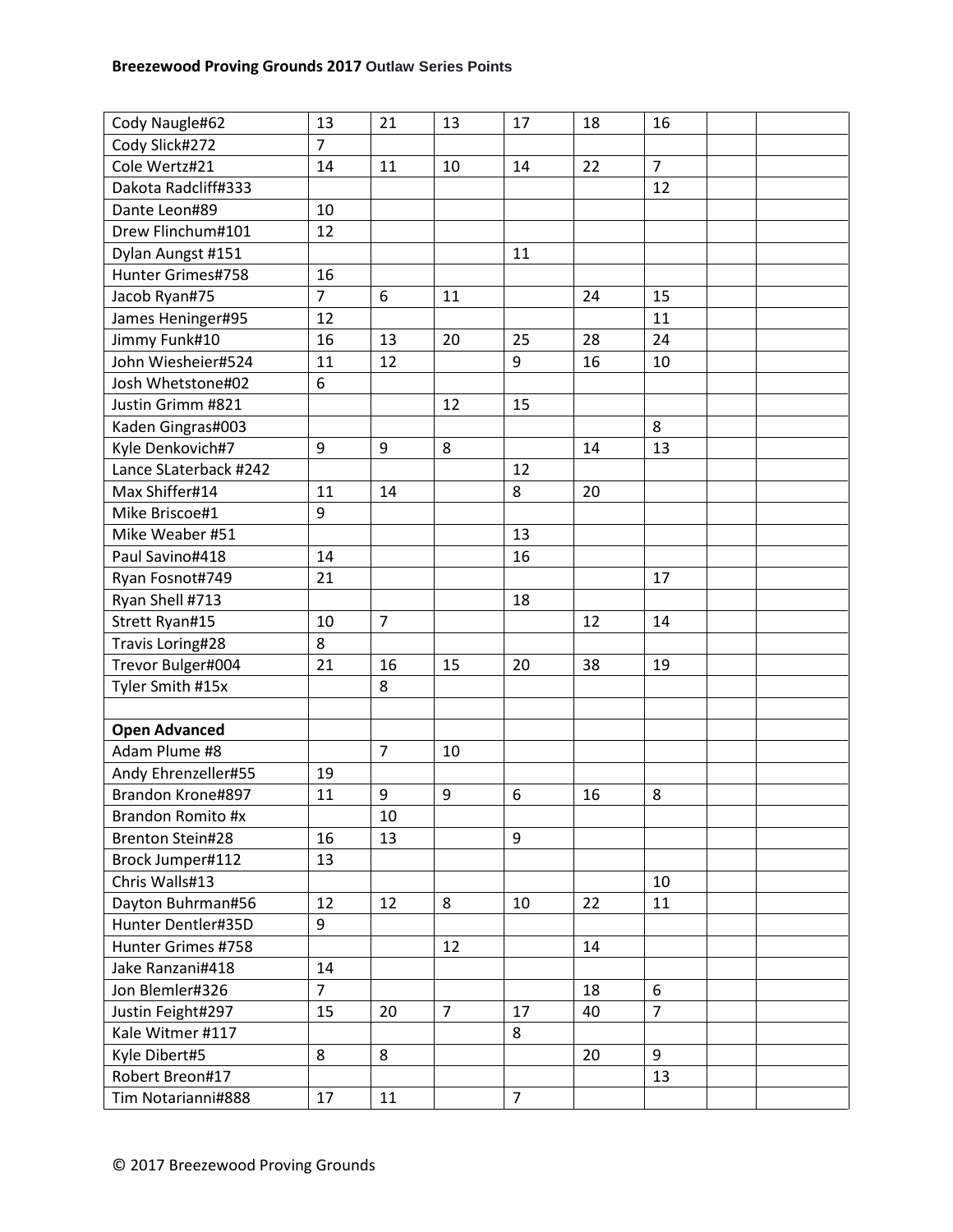**Breezewood Proving Grounds 2017** **Outlaw Series Points**

| | | | | | | | | |
|---|---|---|---|---|---|---|---|---|
| Cody Naugle#62 | 13 | 21 | 13 | 17 | 18 | 16 | | |
| Cody Slick#272 | 7 | | | | | | | |
| Cole Wertz#21 | 14 | 11 | 10 | 14 | 22 | 7 | | |
| Dakota Radcliff#333 | | | | | | 12 | | |
| Dante Leon#89 | 10 | | | | | | | |
| Drew Flinchum#101 | 12 | | | | | | | |
| Dylan Aungst #151 | | | | 11 | | | | |
| Hunter Grimes#758 | 16 | | | | | | | |
| Jacob Ryan#75 | 7 | 6 | 11 | | 24 | 15 | | |
| James Heninger#95 | 12 | | | | | 11 | | |
| Jimmy Funk#10 | 16 | 13 | 20 | 25 | 28 | 24 | | |
| John Wiesheier#524 | 11 | 12 | | 9 | 16 | 10 | | |
| Josh Whetstone#02 | 6 | | | | | | | |
| Justin Grimm #821 | | | 12 | 15 | | | | |
| Kaden Gingras#003 | | | | | | 8 | | |
| Kyle Denkovich#7 | 9 | 9 | 8 | | 14 | 13 | | |
| Lance SLaterback #242 | | | | 12 | | | | |
| Max Shiffer#14 | 11 | 14 | | 8 | 20 | | | |
| Mike Briscoe#1 | 9 | | | | | | | |
| Mike Weaber #51 | | | | 13 | | | | |
| Paul Savino#418 | 14 | | | 16 | | | | |
| Ryan Fosnot#749 | 21 | | | | | 17 | | |
| Ryan Shell #713 | | | | 18 | | | | |
| Strett Ryan#15 | 10 | 7 | | | 12 | 14 | | |
| Travis Loring#28 | 8 | | | | | | | |
| Trevor Bulger#004 | 21 | 16 | 15 | 20 | 38 | 19 | | |
| Tyler Smith #15x | | 8 | | | | | | |
| | | | | | | | | |
| **Open Advanced** | | | | | | | | |
| Adam Plume #8 | | 7 | 10 | | | | | |
| Andy Ehrenzeller#55 | 19 | | | | | | | |
| Brandon Krone#897 | 11 | 9 | 9 | 6 | 16 | 8 | | |
| Brandon Romito #x | | 10 | | | | | | |
| Brenton Stein#28 | 16 | 13 | | 9 | | | | |
| Brock Jumper#112 | 13 | | | | | | | |
| Chris Walls#13 | | | | | | 10 | | |
| Dayton Buhrman#56 | 12 | 12 | 8 | 10 | 22 | 11 | | |
| Hunter Dentler#35D | 9 | | | | | | | |
| Hunter Grimes #758 | | | 12 | | 14 | | | |
| Jake Ranzani#418 | 14 | | | | | | | |
| Jon Blemler#326 | 7 | | | | 18 | 6 | | |
| Justin Feight#297 | 15 | 20 | 7 | 17 | 40 | 7 | | |
| Kale Witmer #117 | | | | 8 | | | | |
| Kyle Dibert#5 | 8 | 8 | | | 20 | 9 | | |
| Robert Breon#17 | | | | | | 13 | | |
| Tim Notarianni#888 | 17 | 11 | | 7 | | | | |

© 2017 Breezewood Proving Grounds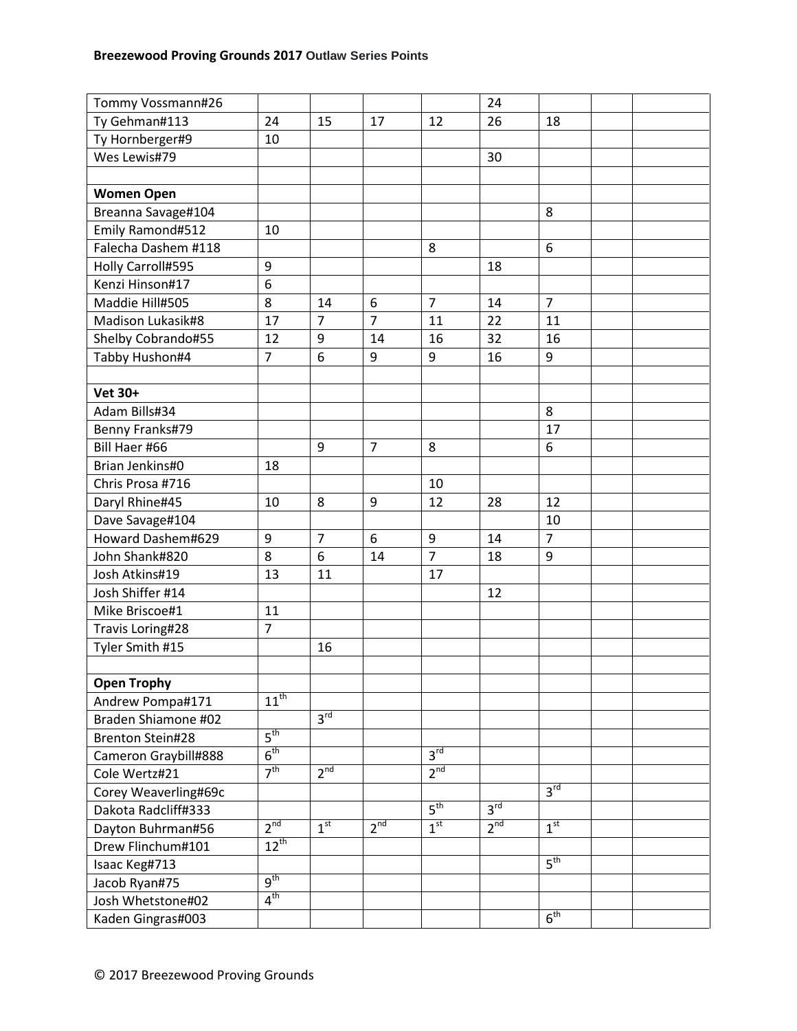| | | | | | | | | |
|---|---|---|---|---|---|---|---|---|
| Tommy Vossmann#26 | | | | | 24 | | | |
| Ty Gehman#113 | 24 | 15 | 17 | 12 | 26 | 18 | | |
| Ty Hornberger#9 | 10 | | | | | | | |
| Wes Lewis#79 | | | | | 30 | | | |
| | | | | | | | | |
| **Women Open** | | | | | | | | |
| Breanna Savage#104 | | | | | | 8 | | |
| Emily Ramond#512 | 10 | | | | | | | |
| Falecha Dashem #118 | | | | 8 | | 6 | | |
| Holly Carroll#595 | 9 | | | | 18 | | | |
| Kenzi Hinson#17 | 6 | | | | | | | |
| Maddie Hill#505 | 8 | 14 | 6 | 7 | 14 | 7 | | |
| Madison Lukasik#8 | 17 | 7 | 7 | 11 | 22 | 11 | | |
| Shelby Cobrando#55 | 12 | 9 | 14 | 16 | 32 | 16 | | |
| Tabby Hushon#4 | 7 | 6 | 9 | 9 | 16 | 9 | | |
| | | | | | | | | |
| **Vet 30+** | | | | | | | | |
| Adam Bills#34 | | | | | | 8 | | |
| Benny Franks#79 | | | | | | 17 | | |
| Bill Haer #66 | | 9 | 7 | 8 | | 6 | | |
| Brian Jenkins#0 | 18 | | | | | | | |
| Chris Prosa #716 | | | | 10 | | | | |
| Daryl Rhine#45 | 10 | 8 | 9 | 12 | 28 | 12 | | |
| Dave Savage#104 | | | | | | 10 | | |
| Howard Dashem#629 | 9 | 7 | 6 | 9 | 14 | 7 | | |
| John Shank#820 | 8 | 6 | 14 | 7 | 18 | 9 | | |
| Josh Atkins#19 | 13 | 11 | | 17 | | | | |
| Josh Shiffer #14 | | | | | 12 | | | |
| Mike Briscoe#1 | 11 | | | | | | | |
| Travis Loring#28 | 7 | | | | | | | |
| Tyler Smith #15 | | 16 | | | | | | |
| | | | | | | | | |
| **Open Trophy** | | | | | | | | |
| Andrew Pompa#171 | 11th | | | | | | | |
| Braden Shiamone #02 | | 3rd | | | | | | |
| Brenton Stein#28 | 5th | | | | | | | |
| Cameron Graybill#888 | 6th | | | 3rd | | | | |
| Cole Wertz#21 | 7th | 2nd | | 2nd | | | | |
| Corey Weaverling#69c | | | | | | 3rd | | |
| Dakota Radcliff#333 | | | | 5th | 3rd | | | |
| Dayton Buhrman#56 | 2nd | 1st | 2nd | 1st | 2nd | 1st | | |
| Drew Flinchum#101 | 12th | | | | | | | |
| Isaac Keg#713 | | | | | | 5th | | |
| Jacob Ryan#75 | 9th | | | | | | | |
| Josh Whetstone#02 | 4th | | | | | | | |
| Kaden Gingras#003 | | | | | | 6th | | |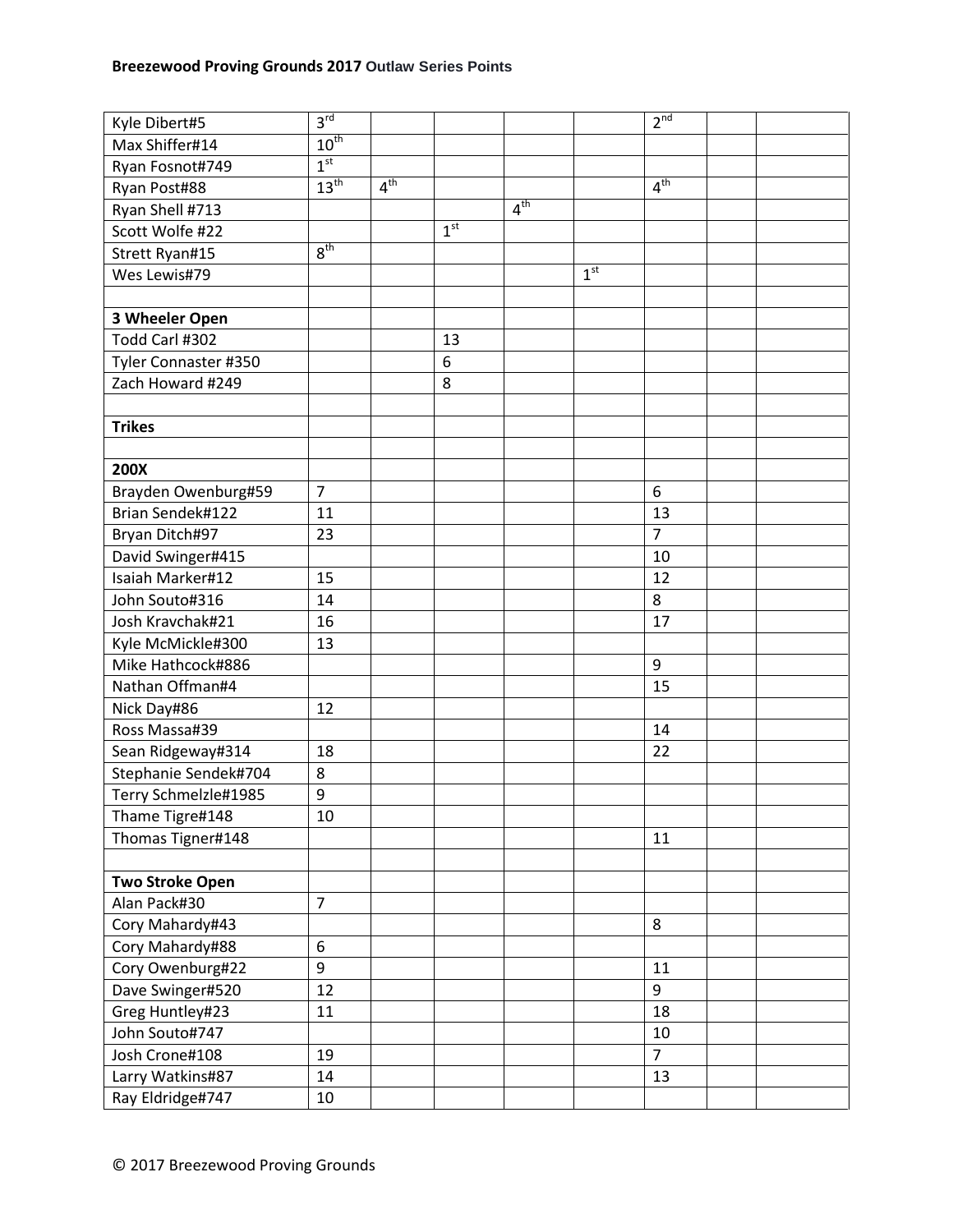| | | | | | | | | |
|---|---|---|---|---|---|---|---|---|
| Kyle Dibert#5 | 3rd | | | | | 2nd | | |
| Max Shiffer#14 | 10th | | | | | | | |
| Ryan Fosnot#749 | 1st | | | | | | | |
| Ryan Post#88 | 13th | 4th | | | | 4th | | |
| Ryan Shell #713 | | | | 4th | | | | |
| Scott Wolfe #22 | | | 1st | | | | | |
| Strett Ryan#15 | 8th | | | | | | | |
| Wes Lewis#79 | | | | | 1st | | | |
| | | | | | | | | |
| **3 Wheeler Open** | | | | | | | | |
| Todd Carl #302 | | | 13 | | | | | |
| Tyler Connaster #350 | | | 6 | | | | | |
| Zach Howard #249 | | | 8 | | | | | |
| | | | | | | | | |
| **Trikes** | | | | | | | | |
| | | | | | | | | |
| **200X** | | | | | | | | |
| Brayden Owenburg#59 | 7 | | | | | 6 | | |
| Brian Sendek#122 | 11 | | | | | 13 | | |
| Bryan Ditch#97 | 23 | | | | | 7 | | |
| David Swinger#415 | | | | | | 10 | | |
| Isaiah Marker#12 | 15 | | | | | 12 | | |
| John Souto#316 | 14 | | | | | 8 | | |
| Josh Kravchak#21 | 16 | | | | | 17 | | |
| Kyle McMickle#300 | 13 | | | | | | | |
| Mike Hathcock#886 | | | | | | 9 | | |
| Nathan Offman#4 | | | | | | 15 | | |
| Nick Day#86 | 12 | | | | | | | |
| Ross Massa#39 | | | | | | 14 | | |
| Sean Ridgeway#314 | 18 | | | | | 22 | | |
| Stephanie Sendek#704 | 8 | | | | | | | |
| Terry Schmelzle#1985 | 9 | | | | | | | |
| Thame Tigre#148 | 10 | | | | | | | |
| Thomas Tigner#148 | | | | | | 11 | | |
| | | | | | | | | |
| **Two Stroke Open** | | | | | | | | |
| Alan Pack#30 | 7 | | | | | | | |
| Cory Mahardy#43 | | | | | | 8 | | |
| Cory Mahardy#88 | 6 | | | | | | | |
| Cory Owenburg#22 | 9 | | | | | 11 | | |
| Dave Swinger#520 | 12 | | | | | 9 | | |
| Greg Huntley#23 | 11 | | | | | 18 | | |
| John Souto#747 | | | | | | 10 | | |
| Josh Crone#108 | 19 | | | | | 7 | | |
| Larry Watkins#87 | 14 | | | | | 13 | | |
| Ray Eldridge#747 | 10 | | | | | | | |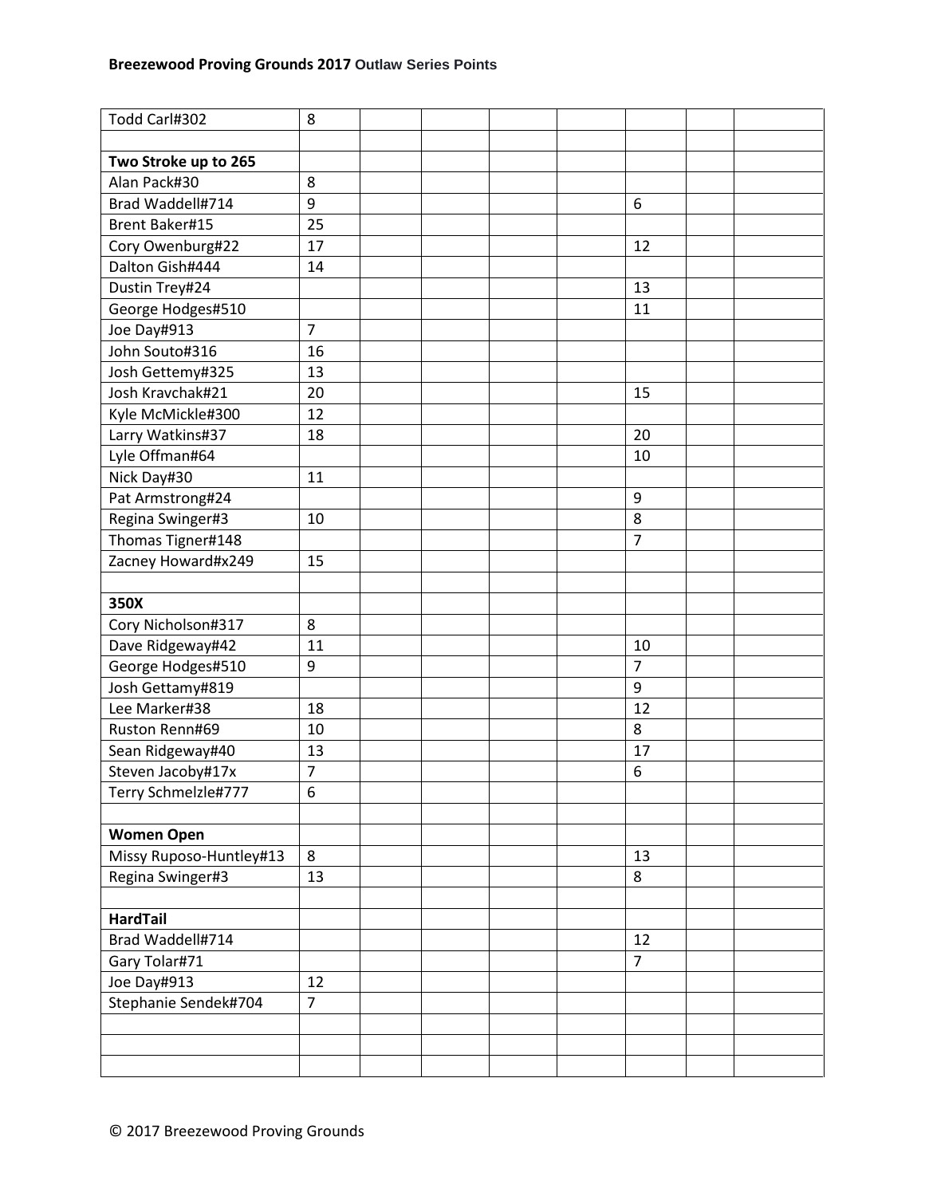| | | | | | | | | |
|---|---|---|---|---|---|---|---|---|
| Todd Carl#302 | 8 | | | | | | | |
| | | | | | | | | |
| **Two Stroke up to 265** | | | | | | | | |
| Alan Pack#30 | 8 | | | | | | | |
| Brad Waddell#714 | 9 | | | | | 6 | | |
| Brent Baker#15 | 25 | | | | | | | |
| Cory Owenburg#22 | 17 | | | | | 12 | | |
| Dalton Gish#444 | 14 | | | | | | | |
| Dustin Trey#24 | | | | | | 13 | | |
| George Hodges#510 | | | | | | 11 | | |
| Joe Day#913 | 7 | | | | | | | |
| John Souto#316 | 16 | | | | | | | |
| Josh Gettemy#325 | 13 | | | | | | | |
| Josh Kravchak#21 | 20 | | | | | 15 | | |
| Kyle McMickle#300 | 12 | | | | | | | |
| Larry Watkins#37 | 18 | | | | | 20 | | |
| Lyle Offman#64 | | | | | | 10 | | |
| Nick Day#30 | 11 | | | | | | | |
| Pat Armstrong#24 | | | | | | 9 | | |
| Regina Swinger#3 | 10 | | | | | 8 | | |
| Thomas Tigner#148 | | | | | | 7 | | |
| Zacney Howard#x249 | 15 | | | | | | | |
| | | | | | | | | |
| **350X** | | | | | | | | |
| Cory Nicholson#317 | 8 | | | | | | | |
| Dave Ridgeway#42 | 11 | | | | | 10 | | |
| George Hodges#510 | 9 | | | | | 7 | | |
| Josh Gettamy#819 | | | | | | 9 | | |
| Lee Marker#38 | 18 | | | | | 12 | | |
| Ruston Renn#69 | 10 | | | | | 8 | | |
| Sean Ridgeway#40 | 13 | | | | | 17 | | |
| Steven Jacoby#17x | 7 | | | | | 6 | | |
| Terry Schmelzle#777 | 6 | | | | | | | |
| | | | | | | | | |
| **Women Open** | | | | | | | | |
| Missy Ruposo-Huntley#13 | 8 | | | | | 13 | | |
| Regina Swinger#3 | 13 | | | | | 8 | | |
| | | | | | | | | |
| **HardTail** | | | | | | | | |
| Brad Waddell#714 | | | | | | 12 | | |
| Gary Tolar#71 | | | | | | 7 | | |
| Joe Day#913 | 12 | | | | | | | |
| Stephanie Sendek#704 | 7 | | | | | | | |
| | | | | | | | | |
| | | | | | | | | |
| | | | | | | | | |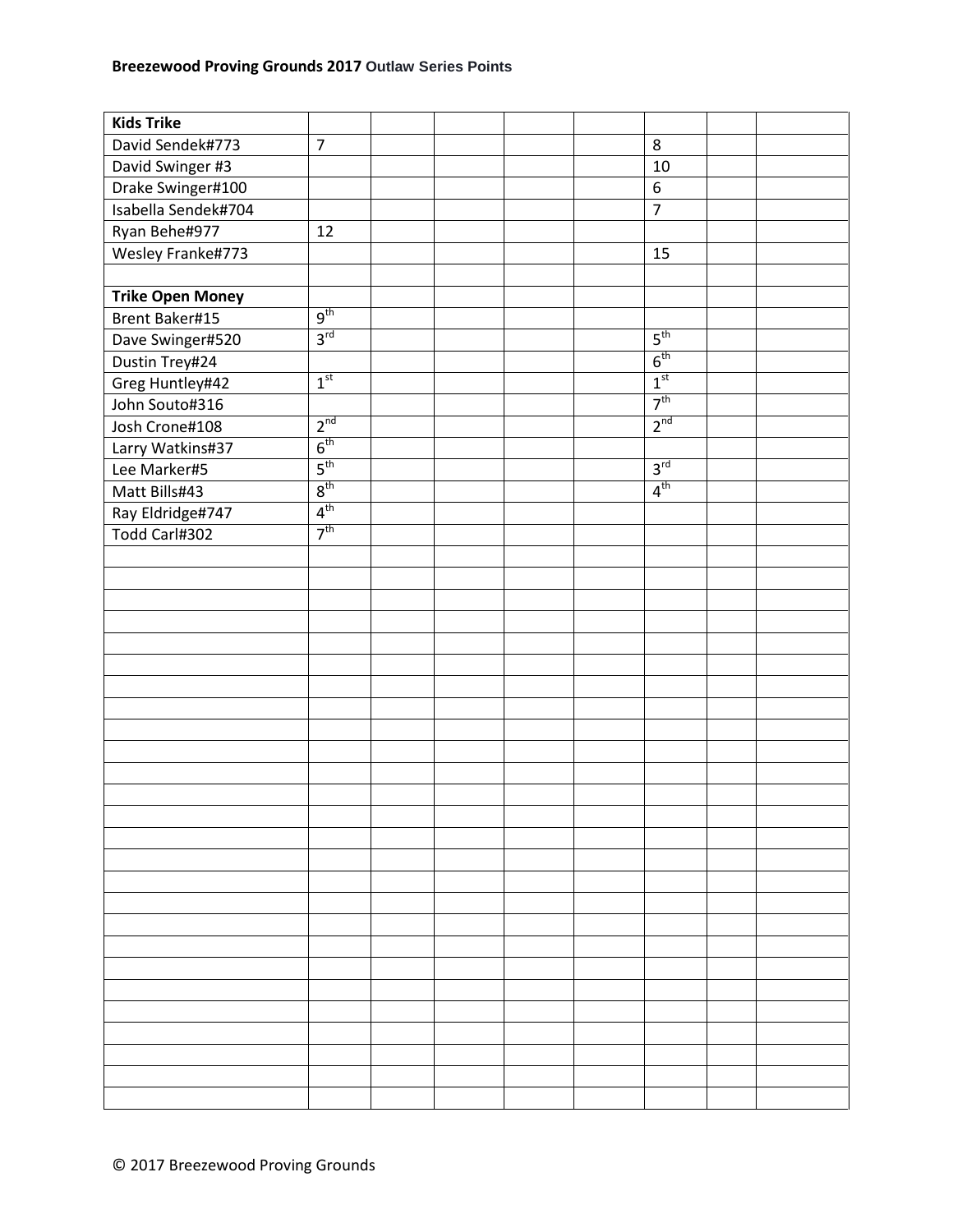**Breezewood Proving Grounds 2017 Outlaw Series Points**

| | | | | | | | | |
|---|---|---|---|---|---|---|---|---|
| **Kids Trike** | | | | | | | | |
| David Sendek#773 | 7 | | | | | 8 | | |
| David Swinger #3 | | | | | | 10 | | |
| Drake Swinger#100 | | | | | | 6 | | |
| Isabella Sendek#704 | | | | | | 7 | | |
| Ryan Behe#977 | 12 | | | | | | | |
| Wesley Franke#773 | | | | | | 15 | | |
| | | | | | | | | |
| **Trike Open Money** | | | | | | | | |
| Brent Baker#15 | 9th | | | | | | | |
| Dave Swinger#520 | 3rd | | | | | 5th | | |
| Dustin Trey#24 | | | | | | 6th | | |
| Greg Huntley#42 | 1st | | | | | 1st | | |
| John Souto#316 | | | | | | 7th | | |
| Josh Crone#108 | 2nd | | | | | 2nd | | |
| Larry Watkins#37 | 6th | | | | | | | |
| Lee Marker#5 | 5th | | | | | 3rd | | |
| Matt Bills#43 | 8th | | | | | 4th | | |
| Ray Eldridge#747 | 4th | | | | | | | |
| Todd Carl#302 | 7th | | | | | | | |

© 2017 Breezewood Proving Grounds